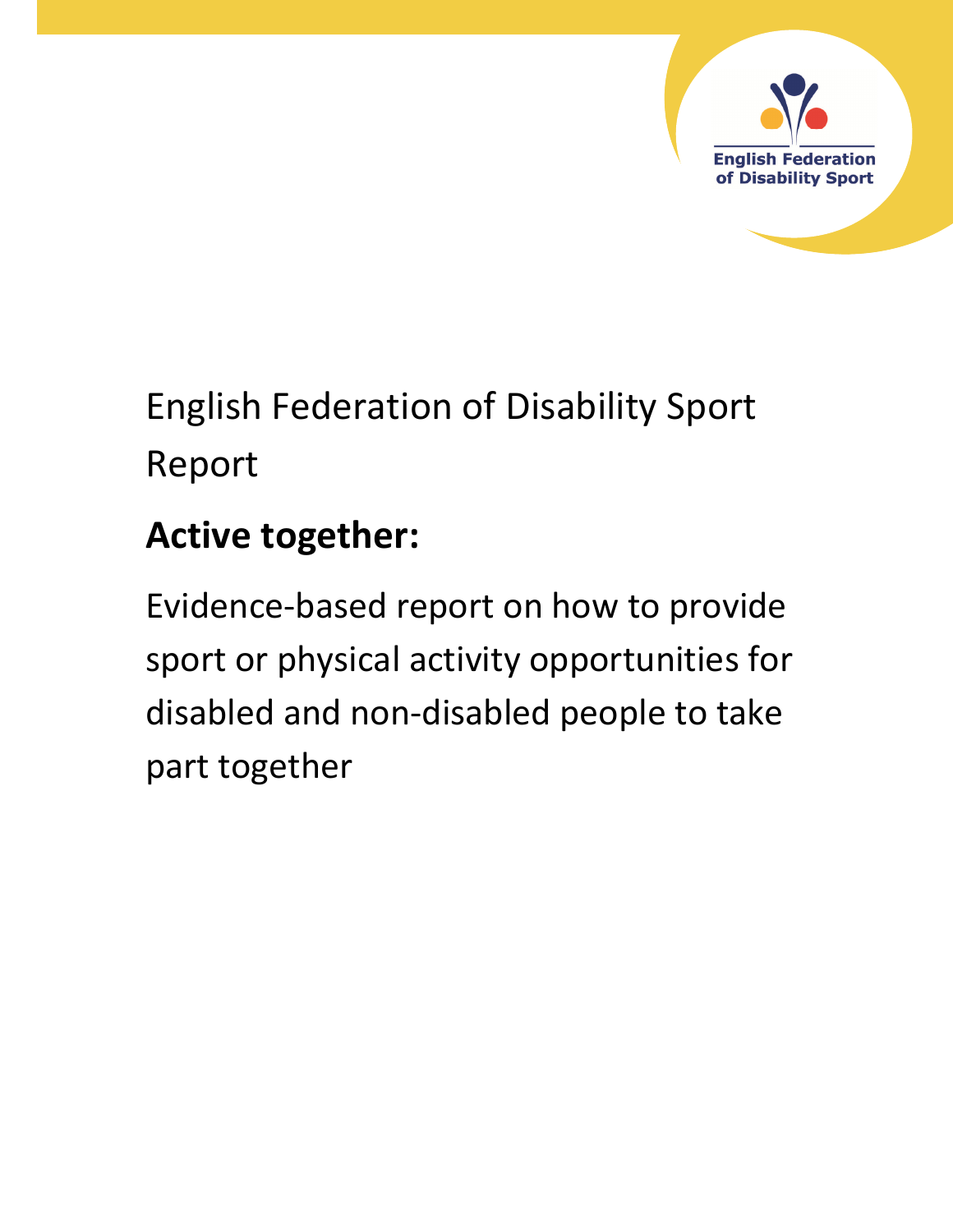English Federation of Disability Sport

English Federation of Disability Sport Report

# Active together:

Evidence-based report on how to provide sport or physical activity opportunities for disabled and non-disabled people to take part together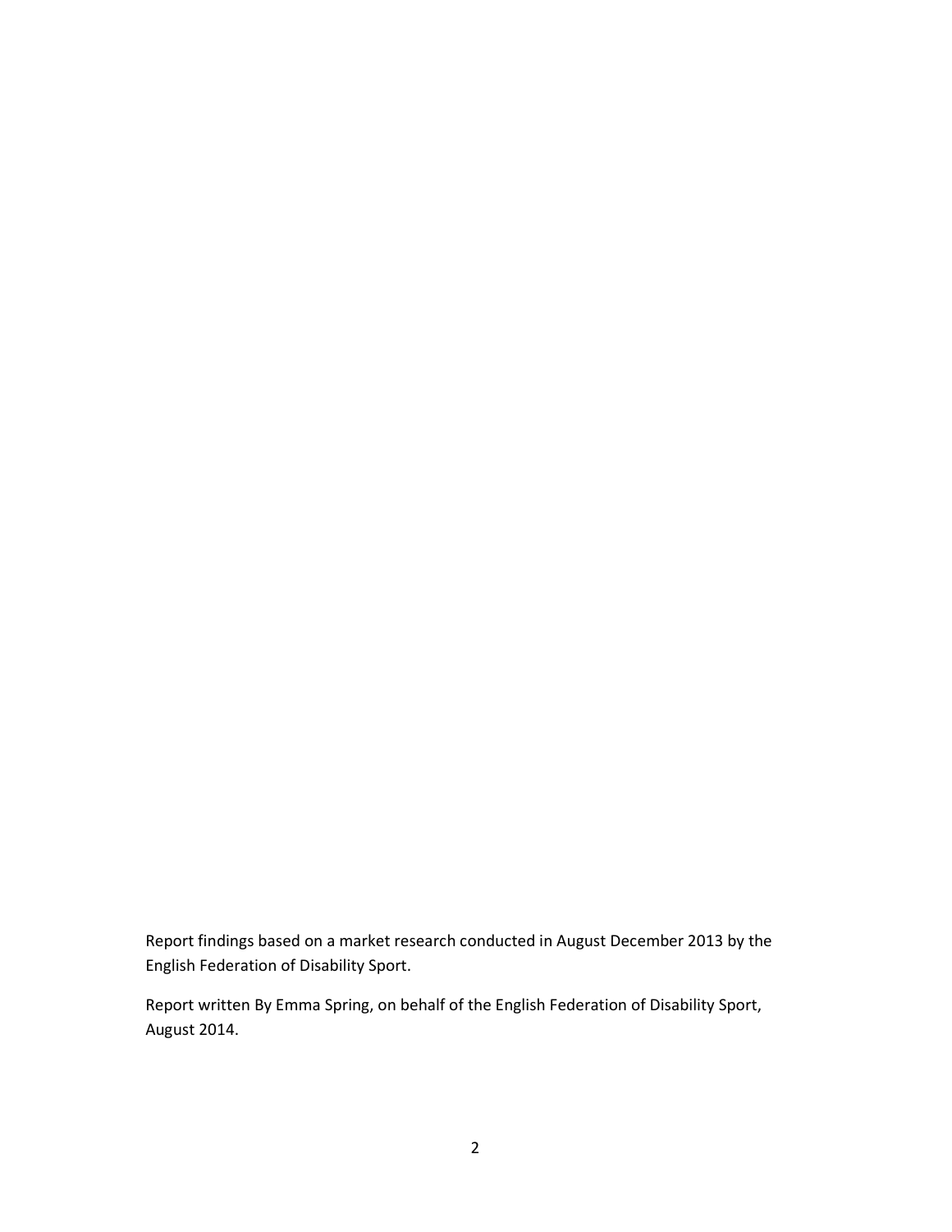Report findings based on a market research conducted in August December 2013 by the English Federation of Disability Sport.

Report written By Emma Spring, on behalf of the English Federation of Disability Sport, August 2014.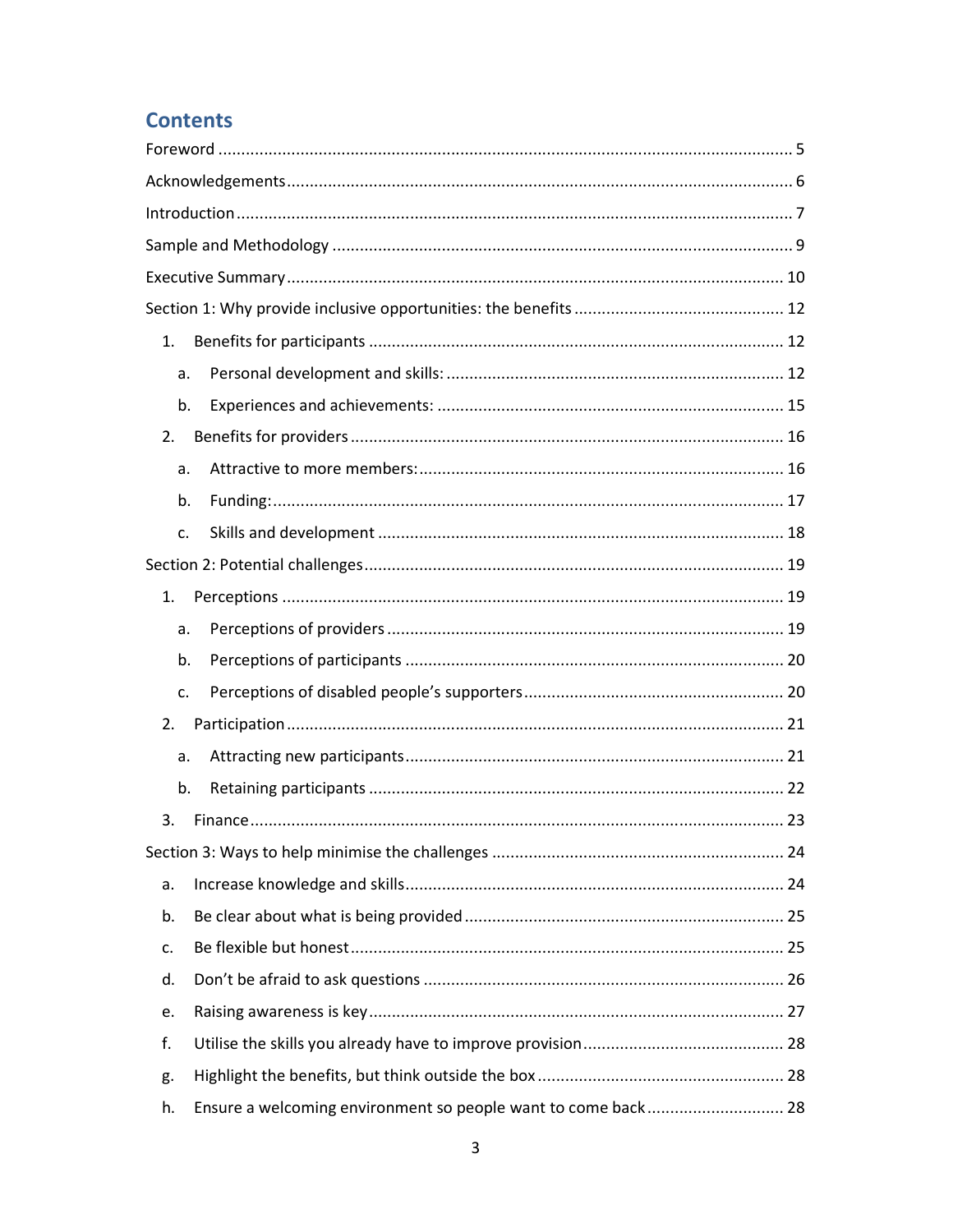## Contents

Foreword ..... 5

Acknowledgements ..... 6

Introduction ..... 7

Sample and Methodology ..... 9

Executive Summary ..... 10

Section 1: Why provide inclusive opportunities: the benefits ..... 12

1. Benefits for participants ..... 12
   a. Personal development and skills: ..... 12
   b. Experiences and achievements: ..... 15
2. Benefits for providers ..... 16
   a. Attractive to more members: ..... 16
   b. Funding: ..... 17
   c. Skills and development ..... 18

Section 2: Potential challenges ..... 19

1. Perceptions ..... 19
   a. Perceptions of providers ..... 19
   b. Perceptions of participants ..... 20
   c. Perceptions of disabled people's supporters ..... 20
2. Participation ..... 21
   a. Attracting new participants ..... 21
   b. Retaining participants ..... 22
3. Finance ..... 23

Section 3: Ways to help minimise the challenges ..... 24

a. Increase knowledge and skills ..... 24
b. Be clear about what is being provided ..... 25
c. Be flexible but honest ..... 25
d. Don't be afraid to ask questions ..... 26
e. Raising awareness is key ..... 27
f. Utilise the skills you already have to improve provision ..... 28
g. Highlight the benefits, but think outside the box ..... 28
h. Ensure a welcoming environment so people want to come back ..... 28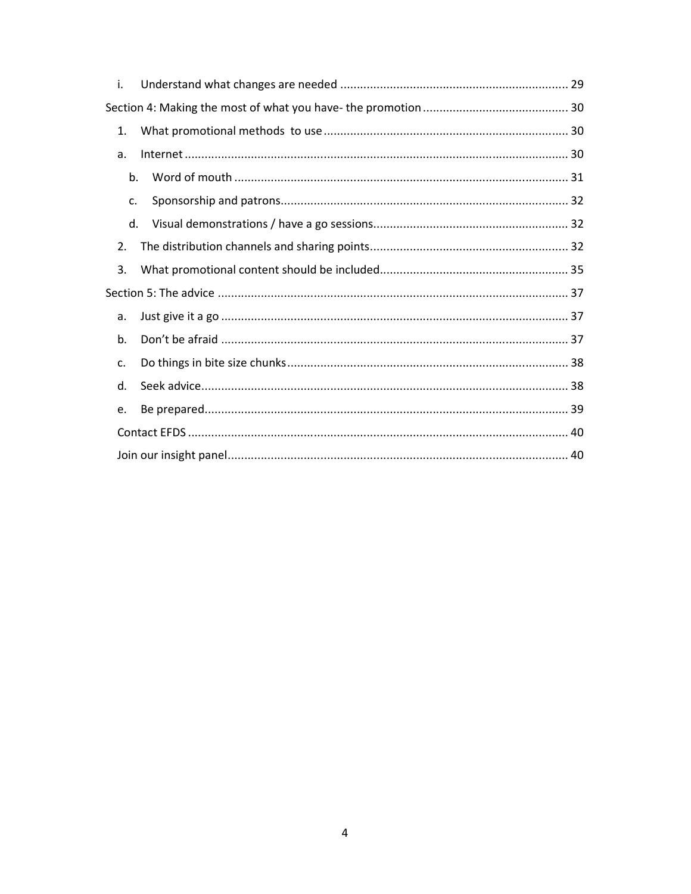- i. Understand what changes are needed ..... 29

Section 4: Making the most of what you have- the promotion ..... 30

1. What promotional methods to use ..... 30
   - a. Internet ..... 30
   - b. Word of mouth ..... 31
   - c. Sponsorship and patrons ..... 32
   - d. Visual demonstrations / have a go sessions ..... 32
2. The distribution channels and sharing points ..... 32
3. What promotional content should be included ..... 35

Section 5: The advice ..... 37

- a. Just give it a go ..... 37
- b. Don't be afraid ..... 37
- c. Do things in bite size chunks ..... 38
- d. Seek advice ..... 38
- e. Be prepared ..... 39

Contact EFDS ..... 40

Join our insight panel ..... 40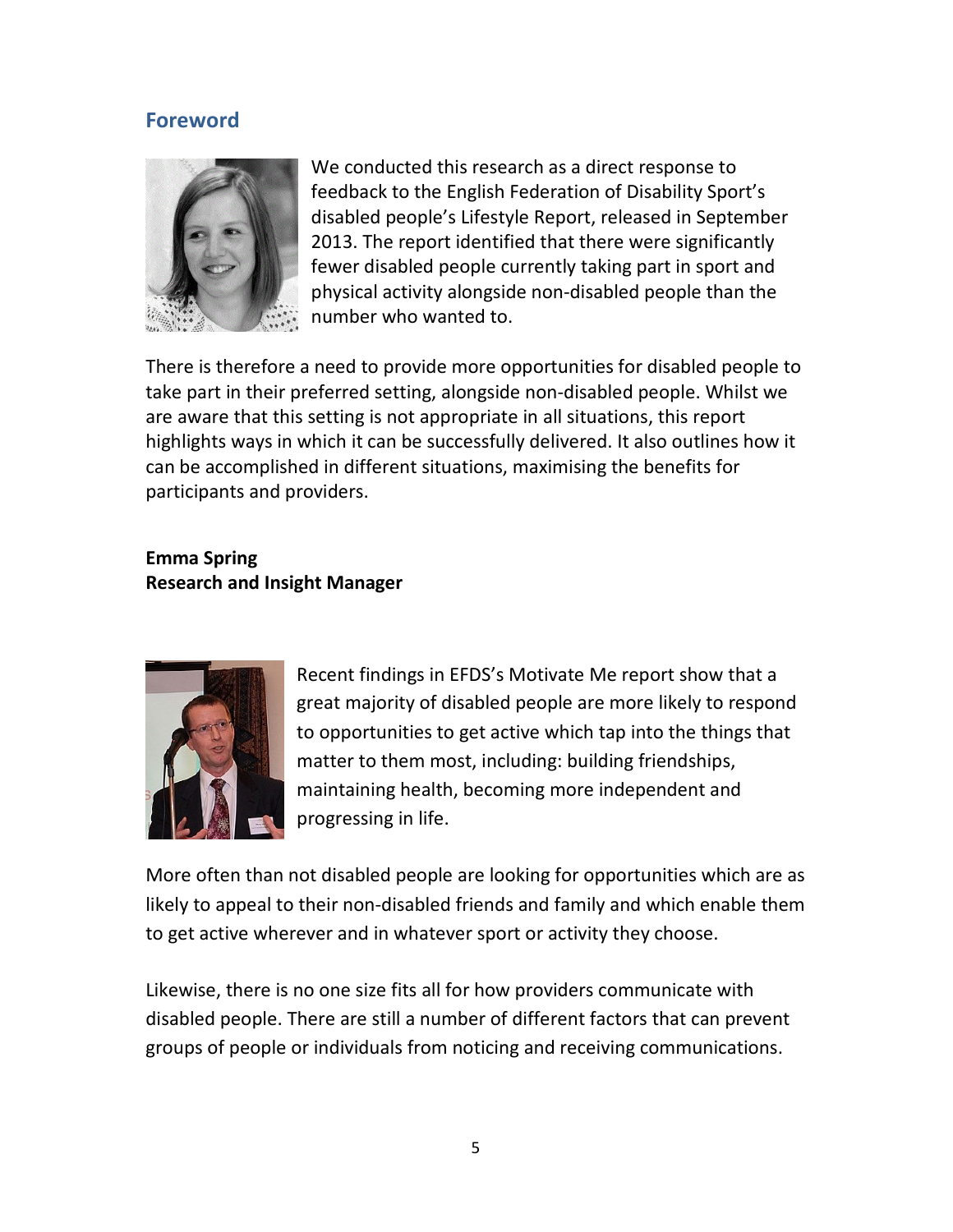## Foreword

We conducted this research as a direct response to feedback to the English Federation of Disability Sport's disabled people's Lifestyle Report, released in September 2013. The report identified that there were significantly fewer disabled people currently taking part in sport and physical activity alongside non-disabled people than the number who wanted to.

There is therefore a need to provide more opportunities for disabled people to take part in their preferred setting, alongside non-disabled people. Whilst we are aware that this setting is not appropriate in all situations, this report highlights ways in which it can be successfully delivered. It also outlines how it can be accomplished in different situations, maximising the benefits for participants and providers.

**Emma Spring**
**Research and Insight Manager**

Recent findings in EFDS's Motivate Me report show that a great majority of disabled people are more likely to respond to opportunities to get active which tap into the things that matter to them most, including: building friendships, maintaining health, becoming more independent and progressing in life.

More often than not disabled people are looking for opportunities which are as likely to appeal to their non-disabled friends and family and which enable them to get active wherever and in whatever sport or activity they choose.

Likewise, there is no one size fits all for how providers communicate with disabled people. There are still a number of different factors that can prevent groups of people or individuals from noticing and receiving communications.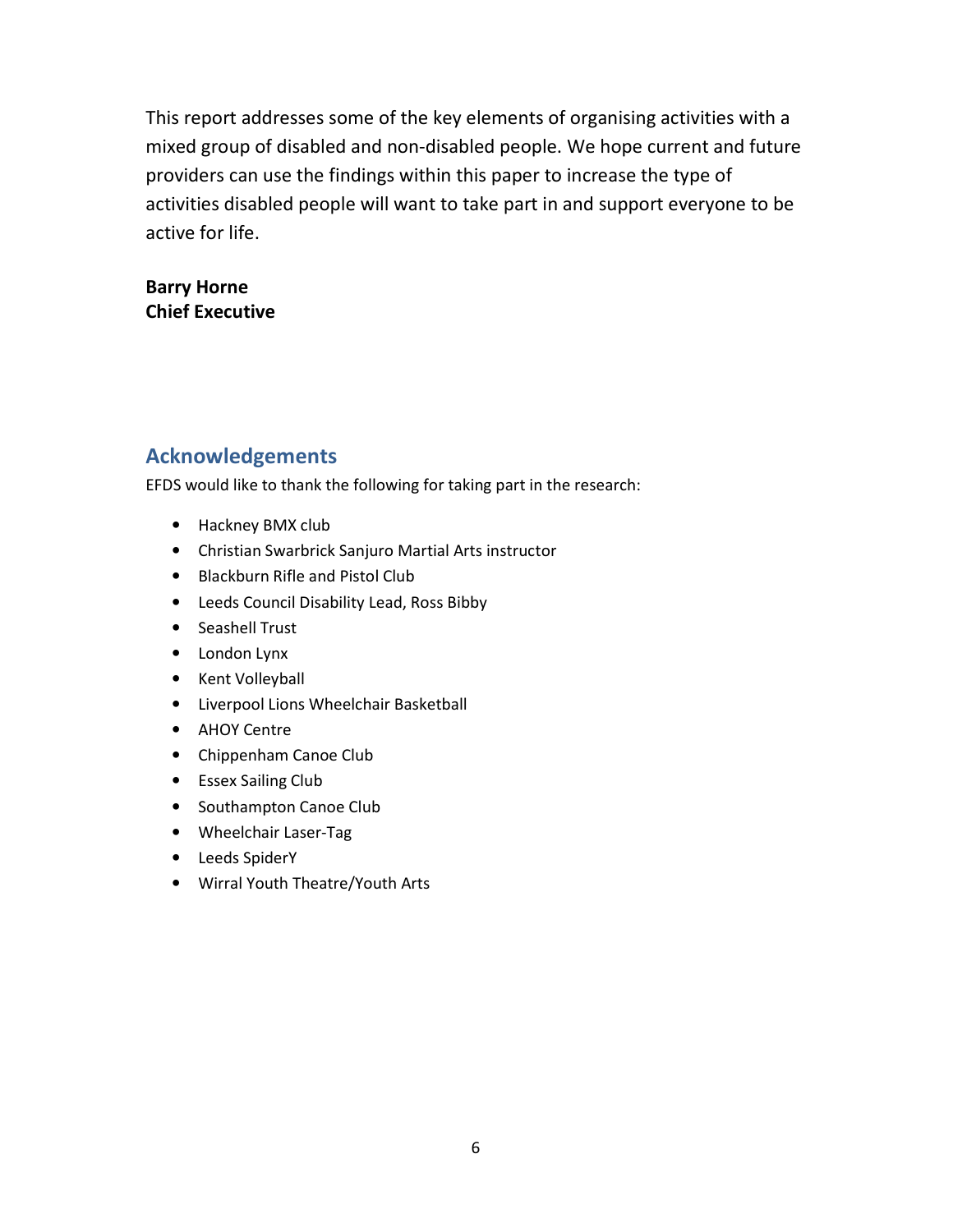This report addresses some of the key elements of organising activities with a mixed group of disabled and non-disabled people. We hope current and future providers can use the findings within this paper to increase the type of activities disabled people will want to take part in and support everyone to be active for life.

**Barry Horne**
**Chief Executive**

## Acknowledgements

EFDS would like to thank the following for taking part in the research:

- Hackney BMX club
- Christian Swarbrick Sanjuro Martial Arts instructor
- Blackburn Rifle and Pistol Club
- Leeds Council Disability Lead, Ross Bibby
- Seashell Trust
- London Lynx
- Kent Volleyball
- Liverpool Lions Wheelchair Basketball
- AHOY Centre
- Chippenham Canoe Club
- Essex Sailing Club
- Southampton Canoe Club
- Wheelchair Laser-Tag
- Leeds SpiderY
- Wirral Youth Theatre/Youth Arts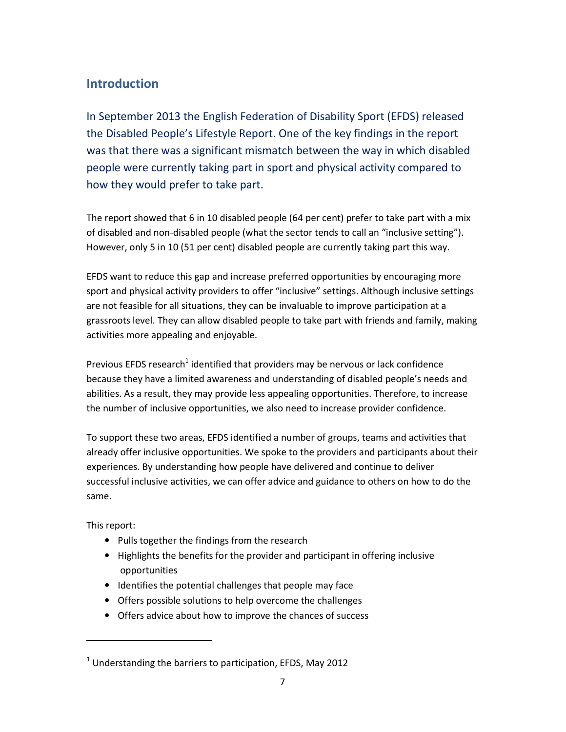## Introduction

In September 2013 the English Federation of Disability Sport (EFDS) released the Disabled People's Lifestyle Report. One of the key findings in the report was that there was a significant mismatch between the way in which disabled people were currently taking part in sport and physical activity compared to how they would prefer to take part.

The report showed that 6 in 10 disabled people (64 per cent) prefer to take part with a mix of disabled and non-disabled people (what the sector tends to call an "inclusive setting"). However, only 5 in 10 (51 per cent) disabled people are currently taking part this way.

EFDS want to reduce this gap and increase preferred opportunities by encouraging more sport and physical activity providers to offer "inclusive" settings. Although inclusive settings are not feasible for all situations, they can be invaluable to improve participation at a grassroots level. They can allow disabled people to take part with friends and family, making activities more appealing and enjoyable.

Previous EFDS research[1] identified that providers may be nervous or lack confidence because they have a limited awareness and understanding of disabled people's needs and abilities. As a result, they may provide less appealing opportunities. Therefore, to increase the number of inclusive opportunities, we also need to increase provider confidence.

To support these two areas, EFDS identified a number of groups, teams and activities that already offer inclusive opportunities. We spoke to the providers and participants about their experiences. By understanding how people have delivered and continue to deliver successful inclusive activities, we can offer advice and guidance to others on how to do the same.

This report:

- Pulls together the findings from the research
- Highlights the benefits for the provider and participant in offering inclusive opportunities
- Identifies the potential challenges that people may face
- Offers possible solutions to help overcome the challenges
- Offers advice about how to improve the chances of success

---

[1] Understanding the barriers to participation, EFDS, May 2012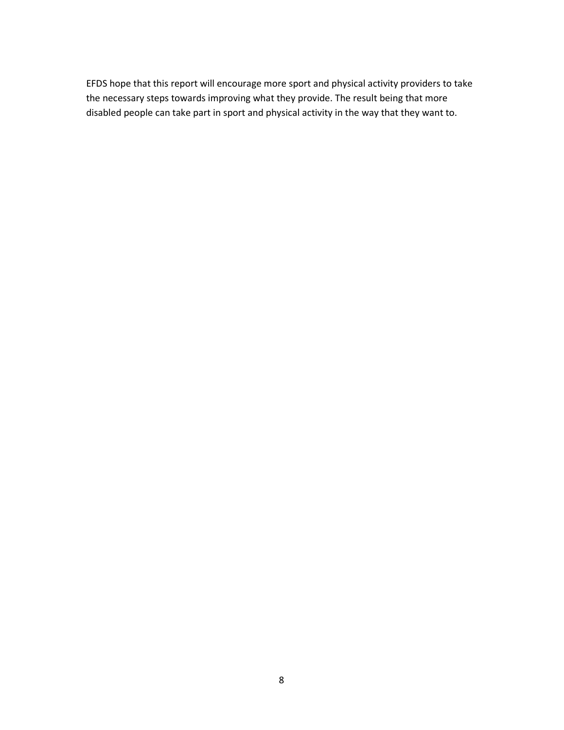EFDS hope that this report will encourage more sport and physical activity providers to take the necessary steps towards improving what they provide. The result being that more disabled people can take part in sport and physical activity in the way that they want to.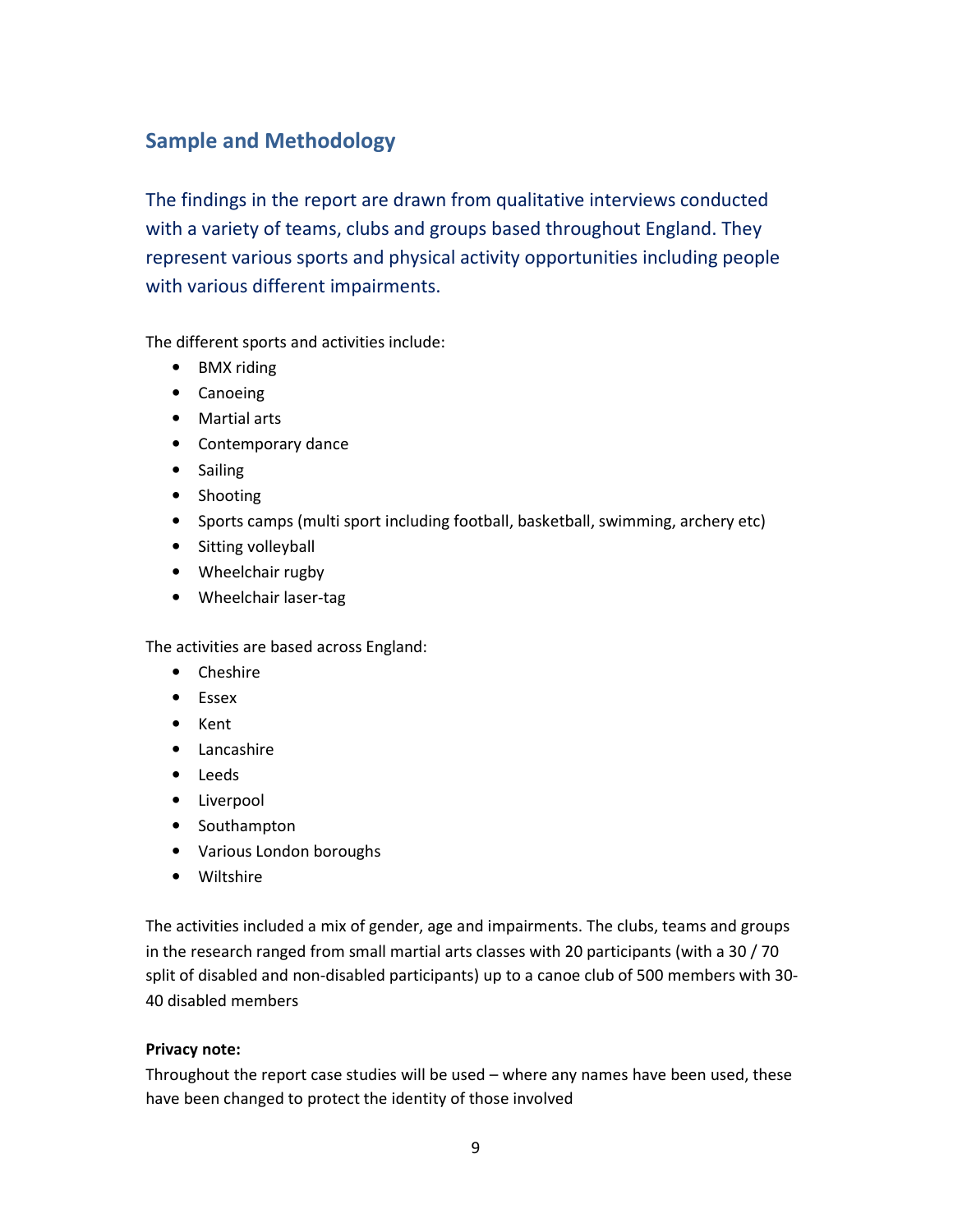## Sample and Methodology

The findings in the report are drawn from qualitative interviews conducted with a variety of teams, clubs and groups based throughout England. They represent various sports and physical activity opportunities including people with various different impairments.

The different sports and activities include:

- BMX riding
- Canoeing
- Martial arts
- Contemporary dance
- Sailing
- Shooting
- Sports camps (multi sport including football, basketball, swimming, archery etc)
- Sitting volleyball
- Wheelchair rugby
- Wheelchair laser-tag

The activities are based across England:

- Cheshire
- Essex
- Kent
- Lancashire
- Leeds
- Liverpool
- Southampton
- Various London boroughs
- Wiltshire

The activities included a mix of gender, age and impairments. The clubs, teams and groups in the research ranged from small martial arts classes with 20 participants (with a 30 / 70 split of disabled and non-disabled participants) up to a canoe club of 500 members with 30-40 disabled members

**Privacy note:**
Throughout the report case studies will be used – where any names have been used, these have been changed to protect the identity of those involved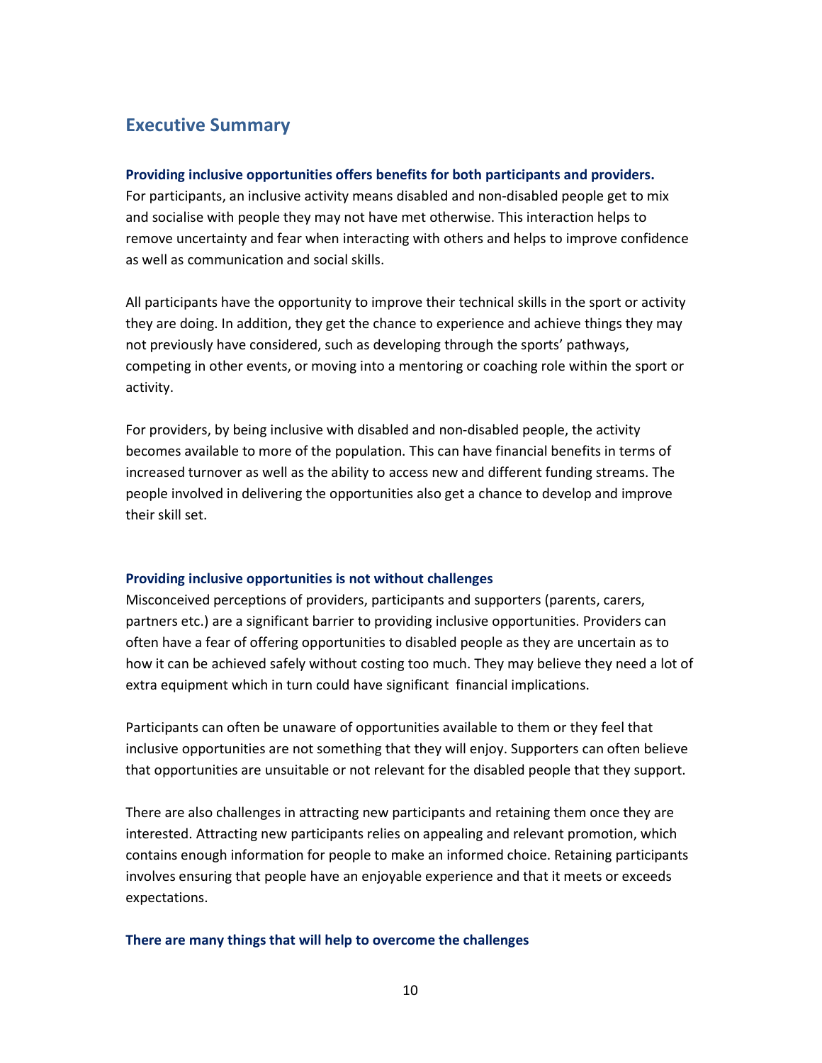## Executive Summary

**Providing inclusive opportunities offers benefits for both participants and providers.**

For participants, an inclusive activity means disabled and non-disabled people get to mix and socialise with people they may not have met otherwise. This interaction helps to remove uncertainty and fear when interacting with others and helps to improve confidence as well as communication and social skills.

All participants have the opportunity to improve their technical skills in the sport or activity they are doing. In addition, they get the chance to experience and achieve things they may not previously have considered, such as developing through the sports' pathways, competing in other events, or moving into a mentoring or coaching role within the sport or activity.

For providers, by being inclusive with disabled and non-disabled people, the activity becomes available to more of the population. This can have financial benefits in terms of increased turnover as well as the ability to access new and different funding streams. The people involved in delivering the opportunities also get a chance to develop and improve their skill set.

**Providing inclusive opportunities is not without challenges**

Misconceived perceptions of providers, participants and supporters (parents, carers, partners etc.) are a significant barrier to providing inclusive opportunities. Providers can often have a fear of offering opportunities to disabled people as they are uncertain as to how it can be achieved safely without costing too much. They may believe they need a lot of extra equipment which in turn could have significant financial implications.

Participants can often be unaware of opportunities available to them or they feel that inclusive opportunities are not something that they will enjoy. Supporters can often believe that opportunities are unsuitable or not relevant for the disabled people that they support.

There are also challenges in attracting new participants and retaining them once they are interested. Attracting new participants relies on appealing and relevant promotion, which contains enough information for people to make an informed choice. Retaining participants involves ensuring that people have an enjoyable experience and that it meets or exceeds expectations.

**There are many things that will help to overcome the challenges**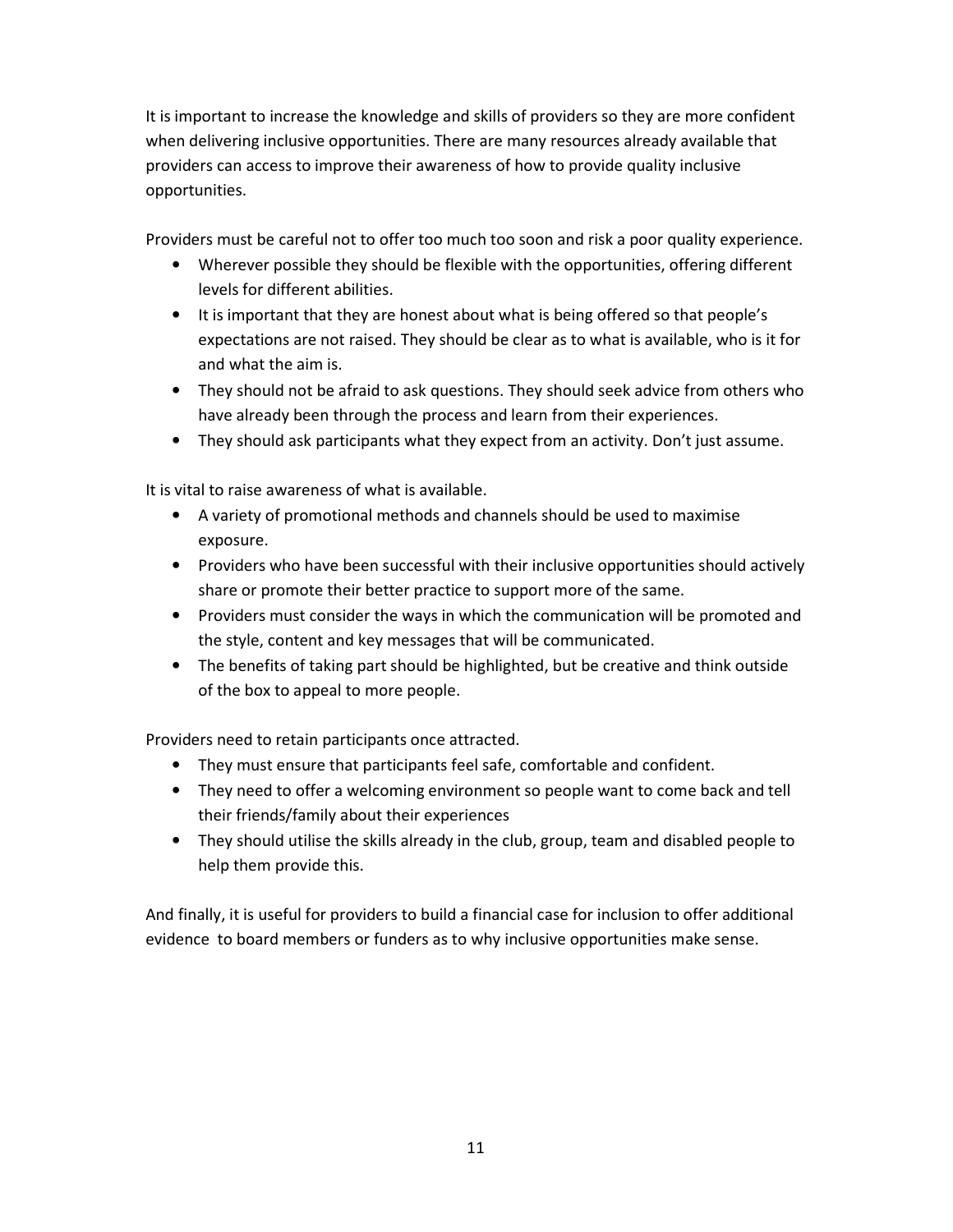It is important to increase the knowledge and skills of providers so they are more confident when delivering inclusive opportunities. There are many resources already available that providers can access to improve their awareness of how to provide quality inclusive opportunities.

Providers must be careful not to offer too much too soon and risk a poor quality experience.

- Wherever possible they should be flexible with the opportunities, offering different levels for different abilities.
- It is important that they are honest about what is being offered so that people's expectations are not raised. They should be clear as to what is available, who is it for and what the aim is.
- They should not be afraid to ask questions. They should seek advice from others who have already been through the process and learn from their experiences.
- They should ask participants what they expect from an activity. Don't just assume.

It is vital to raise awareness of what is available.

- A variety of promotional methods and channels should be used to maximise exposure.
- Providers who have been successful with their inclusive opportunities should actively share or promote their better practice to support more of the same.
- Providers must consider the ways in which the communication will be promoted and the style, content and key messages that will be communicated.
- The benefits of taking part should be highlighted, but be creative and think outside of the box to appeal to more people.

Providers need to retain participants once attracted.

- They must ensure that participants feel safe, comfortable and confident.
- They need to offer a welcoming environment so people want to come back and tell their friends/family about their experiences
- They should utilise the skills already in the club, group, team and disabled people to help them provide this.

And finally, it is useful for providers to build a financial case for inclusion to offer additional evidence to board members or funders as to why inclusive opportunities make sense.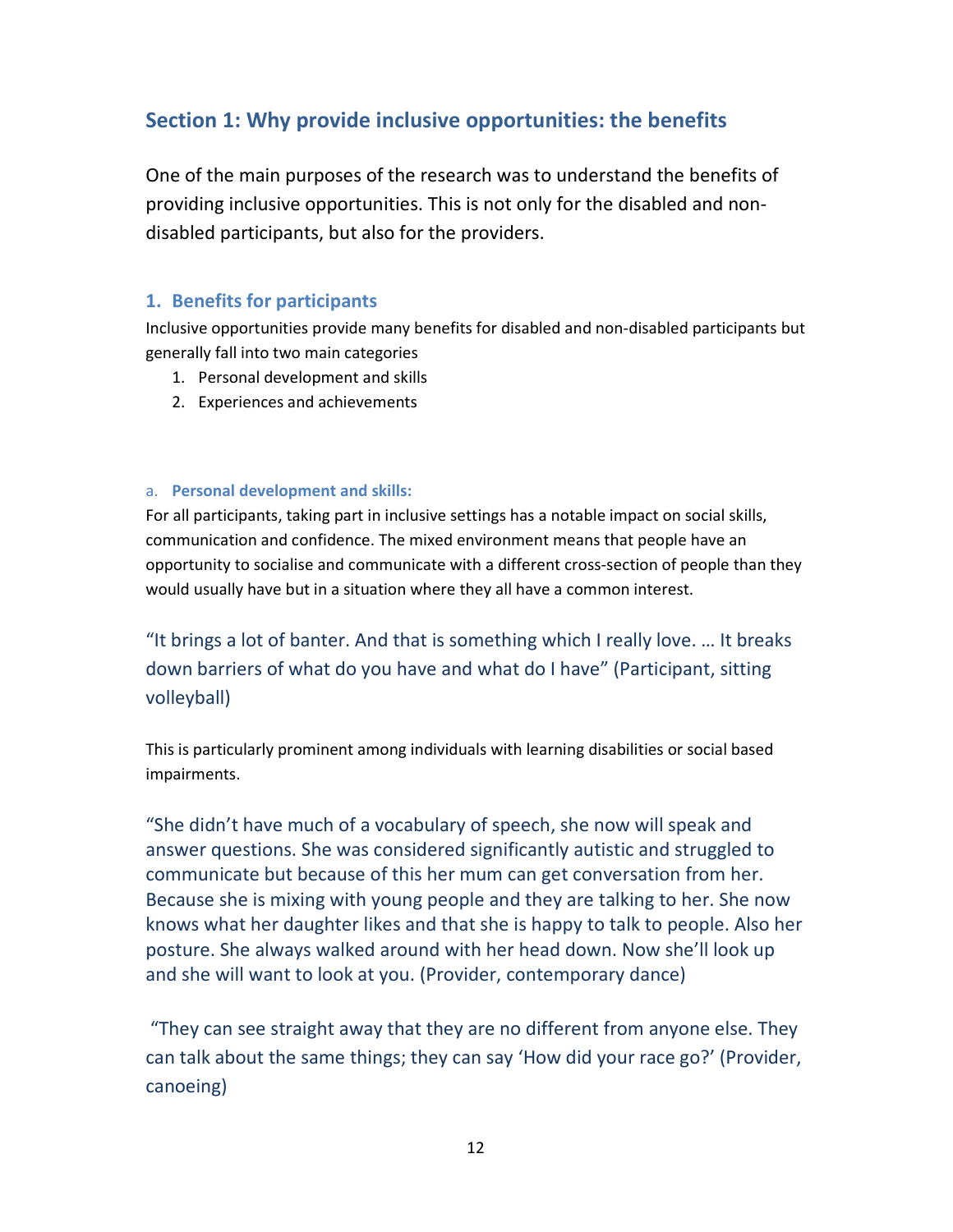## Section 1: Why provide inclusive opportunities: the benefits

One of the main purposes of the research was to understand the benefits of providing inclusive opportunities. This is not only for the disabled and non-disabled participants, but also for the providers.

### 1. Benefits for participants

Inclusive opportunities provide many benefits for disabled and non-disabled participants but generally fall into two main categories

1. Personal development and skills
2. Experiences and achievements

#### a. Personal development and skills:

For all participants, taking part in inclusive settings has a notable impact on social skills, communication and confidence. The mixed environment means that people have an opportunity to socialise and communicate with a different cross-section of people than they would usually have but in a situation where they all have a common interest.

"It brings a lot of banter. And that is something which I really love. … It breaks down barriers of what do you have and what do I have" (Participant, sitting volleyball)

This is particularly prominent among individuals with learning disabilities or social based impairments.

"She didn't have much of a vocabulary of speech, she now will speak and answer questions. She was considered significantly autistic and struggled to communicate but because of this her mum can get conversation from her. Because she is mixing with young people and they are talking to her. She now knows what her daughter likes and that she is happy to talk to people. Also her posture. She always walked around with her head down. Now she'll look up and she will want to look at you. (Provider, contemporary dance)

"They can see straight away that they are no different from anyone else. They can talk about the same things; they can say 'How did your race go?' (Provider, canoeing)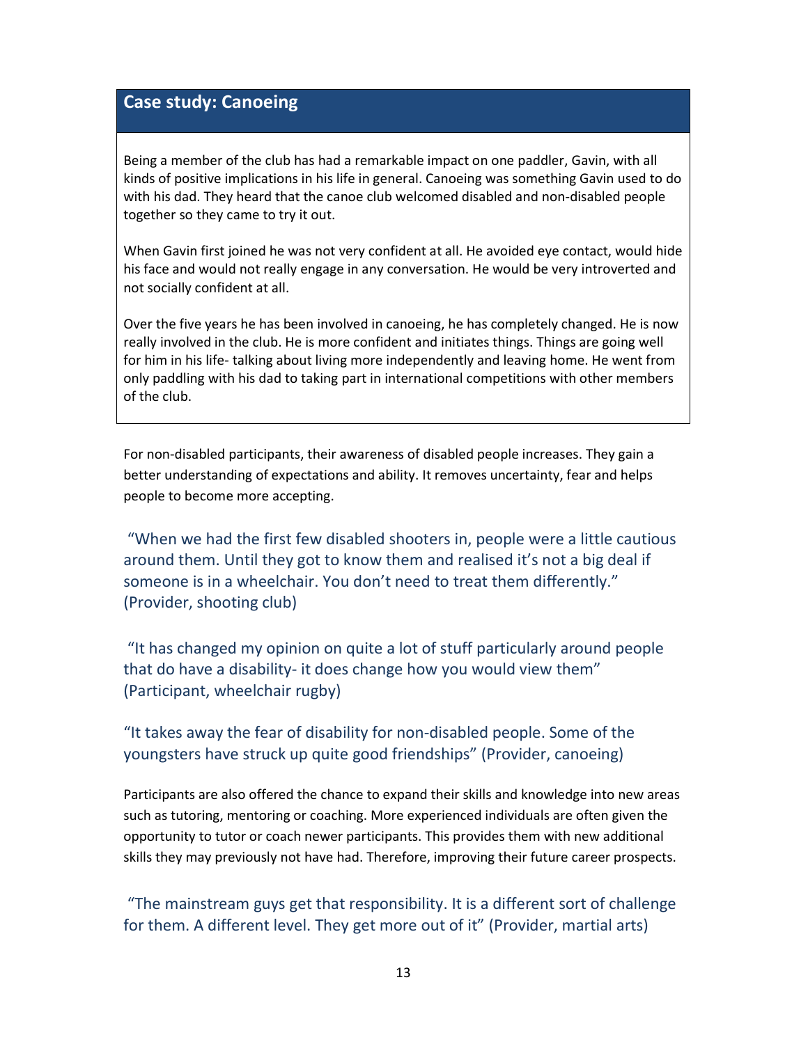## Case study: Canoeing

Being a member of the club has had a remarkable impact on one paddler, Gavin, with all kinds of positive implications in his life in general. Canoeing was something Gavin used to do with his dad. They heard that the canoe club welcomed disabled and non-disabled people together so they came to try it out.

When Gavin first joined he was not very confident at all. He avoided eye contact, would hide his face and would not really engage in any conversation. He would be very introverted and not socially confident at all.

Over the five years he has been involved in canoeing, he has completely changed. He is now really involved in the club. He is more confident and initiates things. Things are going well for him in his life- talking about living more independently and leaving home. He went from only paddling with his dad to taking part in international competitions with other members of the club.

For non-disabled participants, their awareness of disabled people increases. They gain a better understanding of expectations and ability. It removes uncertainty, fear and helps people to become more accepting.

"When we had the first few disabled shooters in, people were a little cautious around them. Until they got to know them and realised it's not a big deal if someone is in a wheelchair. You don't need to treat them differently." (Provider, shooting club)

"It has changed my opinion on quite a lot of stuff particularly around people that do have a disability- it does change how you would view them" (Participant, wheelchair rugby)

"It takes away the fear of disability for non-disabled people. Some of the youngsters have struck up quite good friendships" (Provider, canoeing)

Participants are also offered the chance to expand their skills and knowledge into new areas such as tutoring, mentoring or coaching. More experienced individuals are often given the opportunity to tutor or coach newer participants. This provides them with new additional skills they may previously not have had. Therefore, improving their future career prospects.

"The mainstream guys get that responsibility. It is a different sort of challenge for them. A different level. They get more out of it" (Provider, martial arts)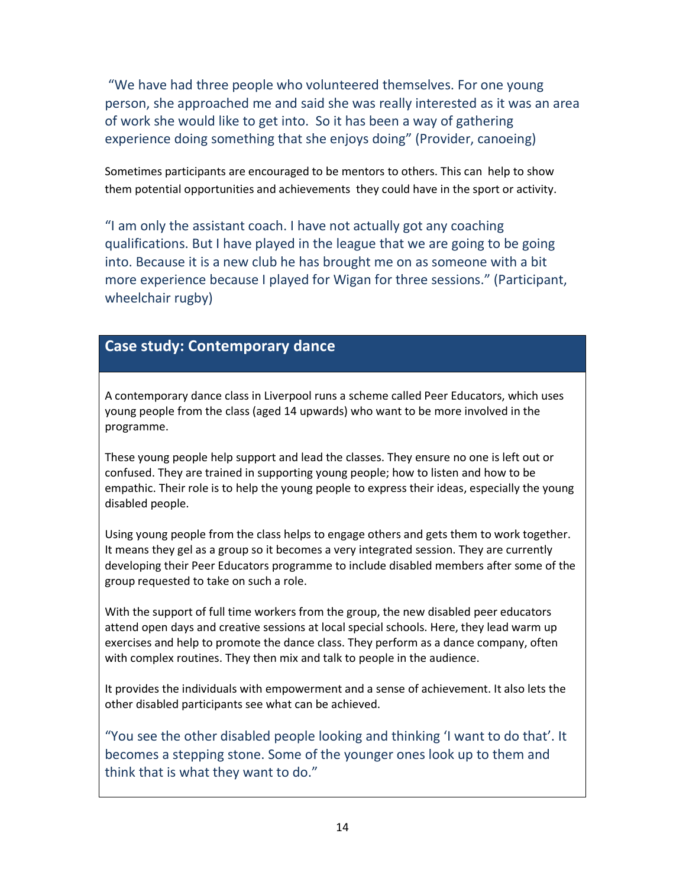"We have had three people who volunteered themselves. For one young person, she approached me and said she was really interested as it was an area of work she would like to get into. So it has been a way of gathering experience doing something that she enjoys doing" (Provider, canoeing)

Sometimes participants are encouraged to be mentors to others. This can help to show them potential opportunities and achievements they could have in the sport or activity.

"I am only the assistant coach. I have not actually got any coaching qualifications. But I have played in the league that we are going to be going into. Because it is a new club he has brought me on as someone with a bit more experience because I played for Wigan for three sessions." (Participant, wheelchair rugby)

### Case study: Contemporary dance

A contemporary dance class in Liverpool runs a scheme called Peer Educators, which uses young people from the class (aged 14 upwards) who want to be more involved in the programme.

These young people help support and lead the classes. They ensure no one is left out or confused. They are trained in supporting young people; how to listen and how to be empathic. Their role is to help the young people to express their ideas, especially the young disabled people.

Using young people from the class helps to engage others and gets them to work together. It means they gel as a group so it becomes a very integrated session. They are currently developing their Peer Educators programme to include disabled members after some of the group requested to take on such a role.

With the support of full time workers from the group, the new disabled peer educators attend open days and creative sessions at local special schools. Here, they lead warm up exercises and help to promote the dance class. They perform as a dance company, often with complex routines. They then mix and talk to people in the audience.

It provides the individuals with empowerment and a sense of achievement. It also lets the other disabled participants see what can be achieved.

"You see the other disabled people looking and thinking 'I want to do that'. It becomes a stepping stone. Some of the younger ones look up to them and think that is what they want to do."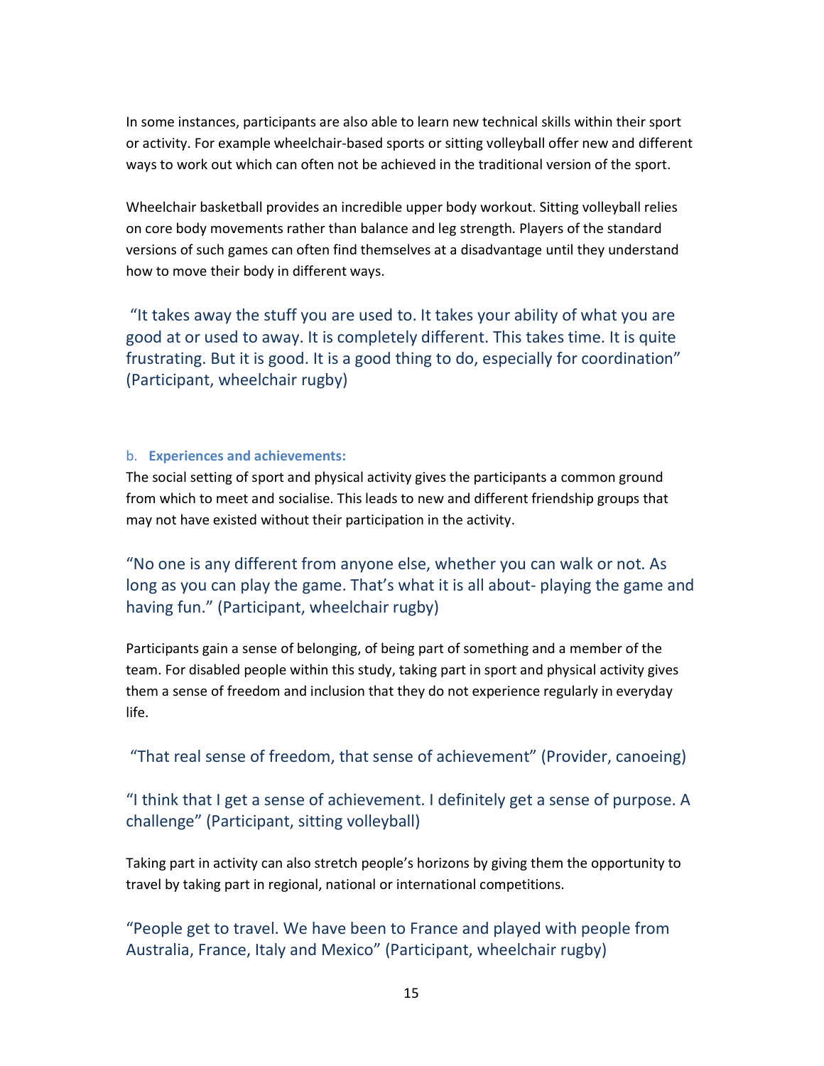In some instances, participants are also able to learn new technical skills within their sport or activity. For example wheelchair-based sports or sitting volleyball offer new and different ways to work out which can often not be achieved in the traditional version of the sport.

Wheelchair basketball provides an incredible upper body workout. Sitting volleyball relies on core body movements rather than balance and leg strength. Players of the standard versions of such games can often find themselves at a disadvantage until they understand how to move their body in different ways.

"It takes away the stuff you are used to. It takes your ability of what you are good at or used to away. It is completely different. This takes time. It is quite frustrating. But it is good. It is a good thing to do, especially for coordination" (Participant, wheelchair rugby)

b. **Experiences and achievements:**

The social setting of sport and physical activity gives the participants a common ground from which to meet and socialise. This leads to new and different friendship groups that may not have existed without their participation in the activity.

"No one is any different from anyone else, whether you can walk or not. As long as you can play the game. That's what it is all about- playing the game and having fun." (Participant, wheelchair rugby)

Participants gain a sense of belonging, of being part of something and a member of the team. For disabled people within this study, taking part in sport and physical activity gives them a sense of freedom and inclusion that they do not experience regularly in everyday life.

"That real sense of freedom, that sense of achievement" (Provider, canoeing)

"I think that I get a sense of achievement. I definitely get a sense of purpose. A challenge" (Participant, sitting volleyball)

Taking part in activity can also stretch people's horizons by giving them the opportunity to travel by taking part in regional, national or international competitions.

"People get to travel. We have been to France and played with people from Australia, France, Italy and Mexico" (Participant, wheelchair rugby)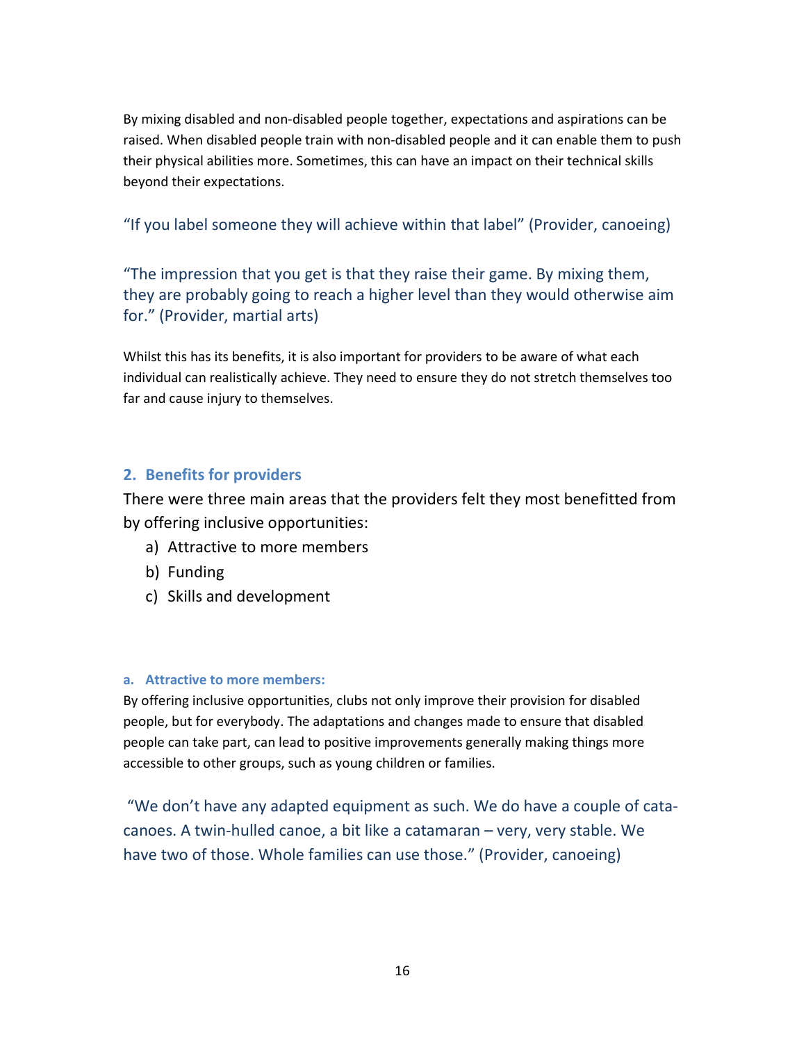By mixing disabled and non-disabled people together, expectations and aspirations can be raised. When disabled people train with non-disabled people and it can enable them to push their physical abilities more. Sometimes, this can have an impact on their technical skills beyond their expectations.

"If you label someone they will achieve within that label" (Provider, canoeing)

"The impression that you get is that they raise their game. By mixing them, they are probably going to reach a higher level than they would otherwise aim for." (Provider, martial arts)

Whilst this has its benefits, it is also important for providers to be aware of what each individual can realistically achieve. They need to ensure they do not stretch themselves too far and cause injury to themselves.

## 2. Benefits for providers

There were three main areas that the providers felt they most benefitted from by offering inclusive opportunities:

a) Attractive to more members
b) Funding
c) Skills and development

#### a. Attractive to more members:

By offering inclusive opportunities, clubs not only improve their provision for disabled people, but for everybody. The adaptations and changes made to ensure that disabled people can take part, can lead to positive improvements generally making things more accessible to other groups, such as young children or families.

"We don't have any adapted equipment as such. We do have a couple of cata-canoes. A twin-hulled canoe, a bit like a catamaran – very, very stable. We have two of those. Whole families can use those." (Provider, canoeing)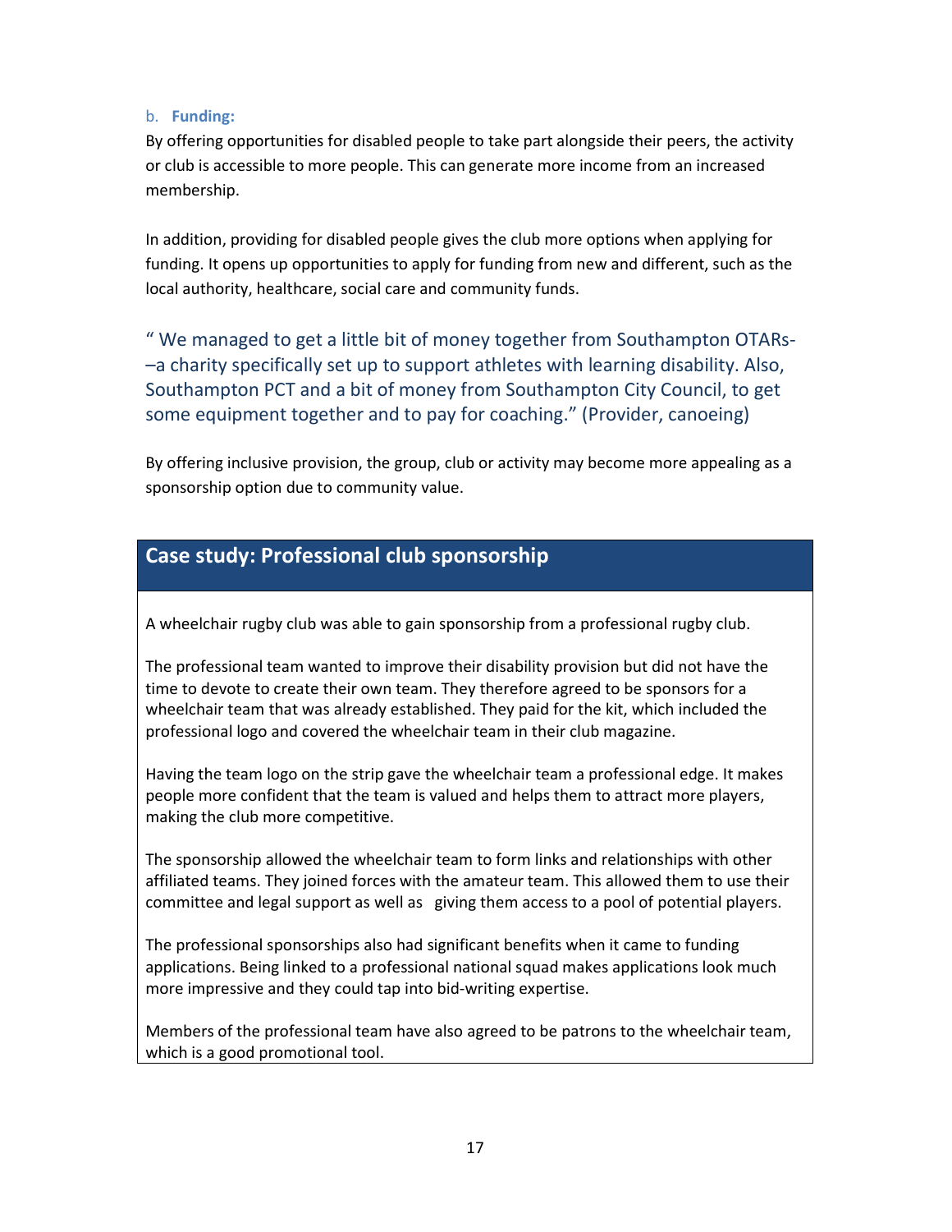b. **Funding:**

By offering opportunities for disabled people to take part alongside their peers, the activity or club is accessible to more people. This can generate more income from an increased membership.

In addition, providing for disabled people gives the club more options when applying for funding. It opens up opportunities to apply for funding from new and different, such as the local authority, healthcare, social care and community funds.

> " We managed to get a little bit of money together from Southampton OTARs-–a charity specifically set up to support athletes with learning disability. Also, Southampton PCT and a bit of money from Southampton City Council, to get some equipment together and to pay for coaching." (Provider, canoeing)

By offering inclusive provision, the group, club or activity may become more appealing as a sponsorship option due to community value.

## Case study: Professional club sponsorship

A wheelchair rugby club was able to gain sponsorship from a professional rugby club.

The professional team wanted to improve their disability provision but did not have the time to devote to create their own team. They therefore agreed to be sponsors for a wheelchair team that was already established. They paid for the kit, which included the professional logo and covered the wheelchair team in their club magazine.

Having the team logo on the strip gave the wheelchair team a professional edge. It makes people more confident that the team is valued and helps them to attract more players, making the club more competitive.

The sponsorship allowed the wheelchair team to form links and relationships with other affiliated teams. They joined forces with the amateur team. This allowed them to use their committee and legal support as well as giving them access to a pool of potential players.

The professional sponsorships also had significant benefits when it came to funding applications. Being linked to a professional national squad makes applications look much more impressive and they could tap into bid-writing expertise.

Members of the professional team have also agreed to be patrons to the wheelchair team, which is a good promotional tool.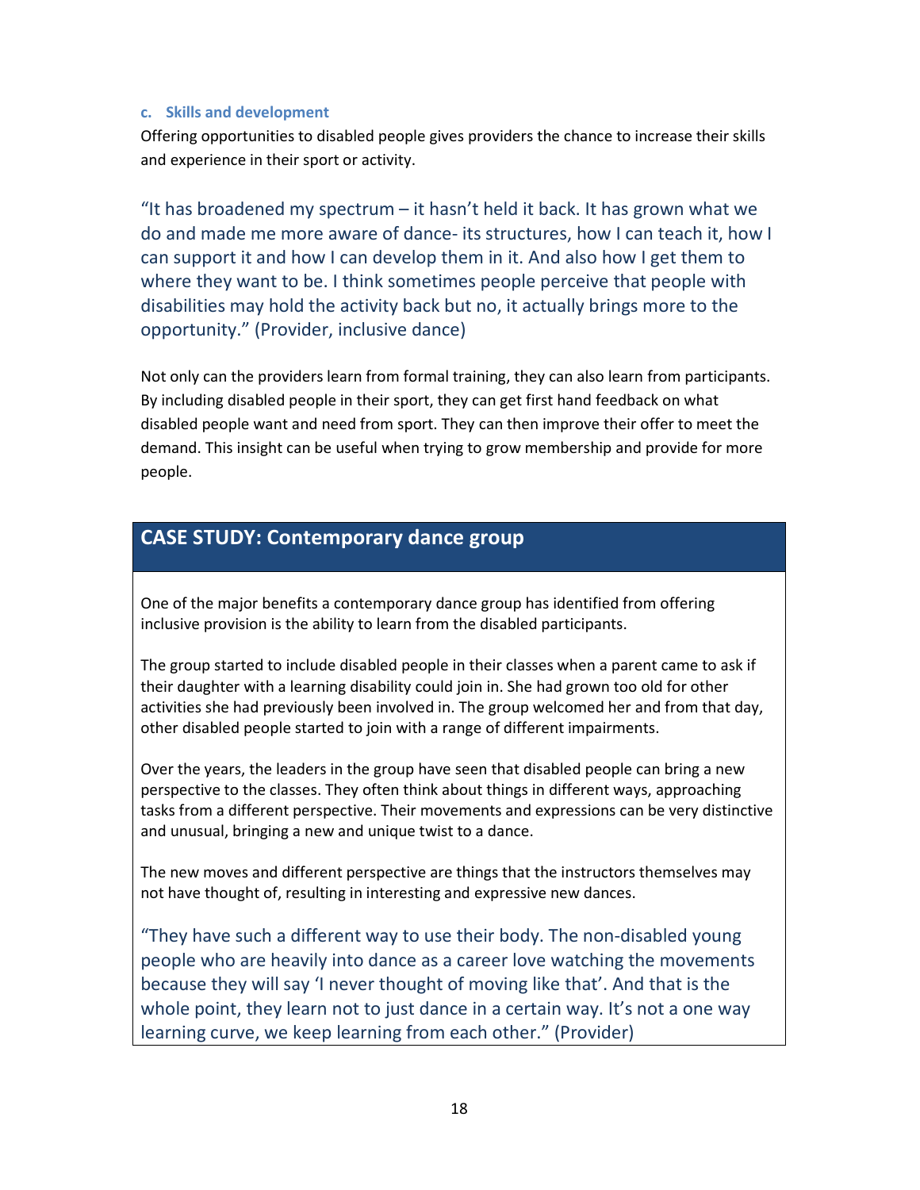### c. Skills and development

Offering opportunities to disabled people gives providers the chance to increase their skills and experience in their sport or activity.

> "It has broadened my spectrum – it hasn't held it back. It has grown what we do and made me more aware of dance- its structures, how I can teach it, how I can support it and how I can develop them in it. And also how I get them to where they want to be. I think sometimes people perceive that people with disabilities may hold the activity back but no, it actually brings more to the opportunity." (Provider, inclusive dance)

Not only can the providers learn from formal training, they can also learn from participants. By including disabled people in their sport, they can get first hand feedback on what disabled people want and need from sport. They can then improve their offer to meet the demand. This insight can be useful when trying to grow membership and provide for more people.

## CASE STUDY: Contemporary dance group

One of the major benefits a contemporary dance group has identified from offering inclusive provision is the ability to learn from the disabled participants.

The group started to include disabled people in their classes when a parent came to ask if their daughter with a learning disability could join in. She had grown too old for other activities she had previously been involved in. The group welcomed her and from that day, other disabled people started to join with a range of different impairments.

Over the years, the leaders in the group have seen that disabled people can bring a new perspective to the classes. They often think about things in different ways, approaching tasks from a different perspective. Their movements and expressions can be very distinctive and unusual, bringing a new and unique twist to a dance.

The new moves and different perspective are things that the instructors themselves may not have thought of, resulting in interesting and expressive new dances.

> "They have such a different way to use their body. The non-disabled young people who are heavily into dance as a career love watching the movements because they will say 'I never thought of moving like that'. And that is the whole point, they learn not to just dance in a certain way. It's not a one way learning curve, we keep learning from each other." (Provider)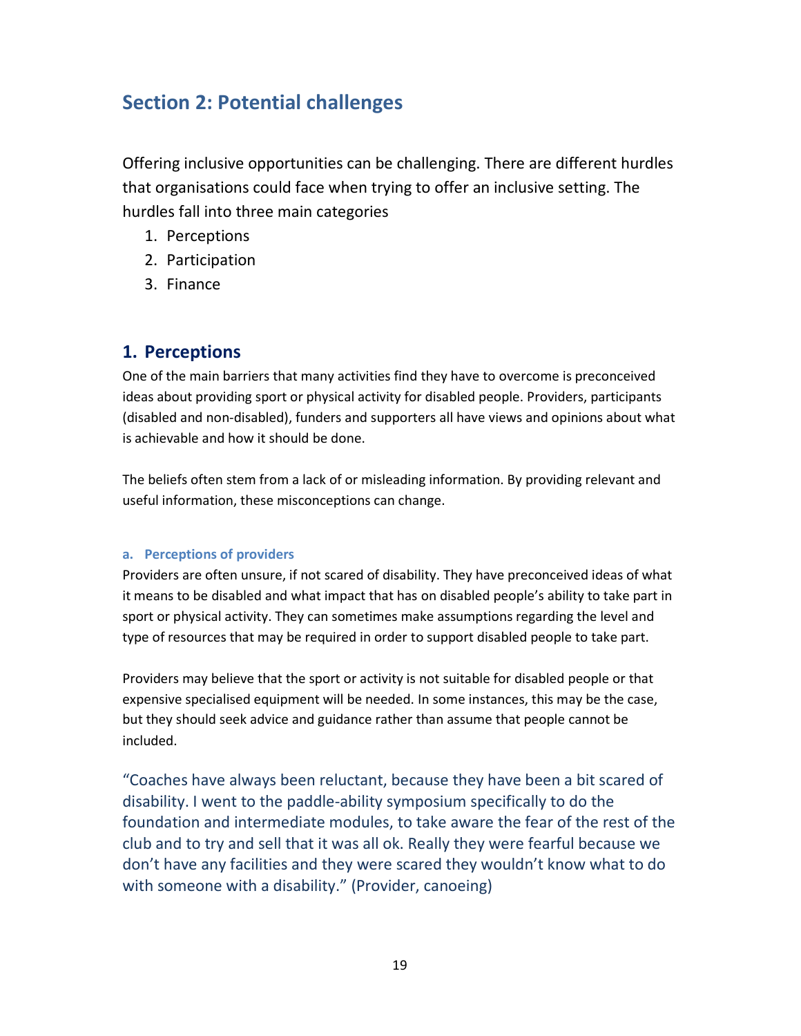## Section 2: Potential challenges

Offering inclusive opportunities can be challenging. There are different hurdles that organisations could face when trying to offer an inclusive setting. The hurdles fall into three main categories

1. Perceptions
2. Participation
3. Finance

### 1. Perceptions

One of the main barriers that many activities find they have to overcome is preconceived ideas about providing sport or physical activity for disabled people. Providers, participants (disabled and non-disabled), funders and supporters all have views and opinions about what is achievable and how it should be done.

The beliefs often stem from a lack of or misleading information. By providing relevant and useful information, these misconceptions can change.

#### a. Perceptions of providers

Providers are often unsure, if not scared of disability. They have preconceived ideas of what it means to be disabled and what impact that has on disabled people's ability to take part in sport or physical activity. They can sometimes make assumptions regarding the level and type of resources that may be required in order to support disabled people to take part.

Providers may believe that the sport or activity is not suitable for disabled people or that expensive specialised equipment will be needed. In some instances, this may be the case, but they should seek advice and guidance rather than assume that people cannot be included.

"Coaches have always been reluctant, because they have been a bit scared of disability. I went to the paddle-ability symposium specifically to do the foundation and intermediate modules, to take aware the fear of the rest of the club and to try and sell that it was all ok. Really they were fearful because we don't have any facilities and they were scared they wouldn't know what to do with someone with a disability." (Provider, canoeing)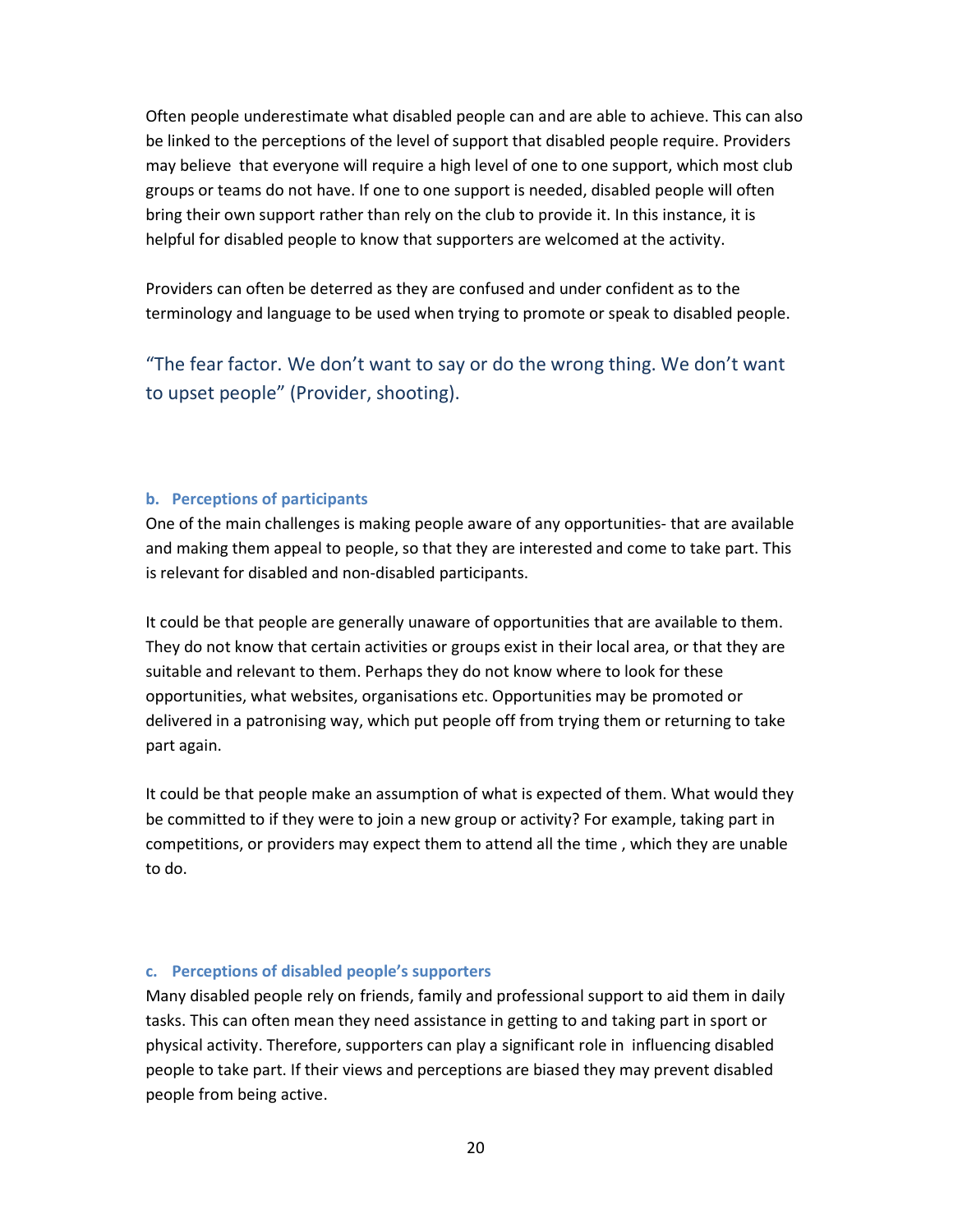Often people underestimate what disabled people can and are able to achieve. This can also be linked to the perceptions of the level of support that disabled people require. Providers may believe that everyone will require a high level of one to one support, which most club groups or teams do not have. If one to one support is needed, disabled people will often bring their own support rather than rely on the club to provide it. In this instance, it is helpful for disabled people to know that supporters are welcomed at the activity.

Providers can often be deterred as they are confused and under confident as to the terminology and language to be used when trying to promote or speak to disabled people.

> "The fear factor. We don't want to say or do the wrong thing. We don't want to upset people" (Provider, shooting).

### b. Perceptions of participants

One of the main challenges is making people aware of any opportunities- that are available and making them appeal to people, so that they are interested and come to take part. This is relevant for disabled and non-disabled participants.

It could be that people are generally unaware of opportunities that are available to them. They do not know that certain activities or groups exist in their local area, or that they are suitable and relevant to them. Perhaps they do not know where to look for these opportunities, what websites, organisations etc. Opportunities may be promoted or delivered in a patronising way, which put people off from trying them or returning to take part again.

It could be that people make an assumption of what is expected of them. What would they be committed to if they were to join a new group or activity? For example, taking part in competitions, or providers may expect them to attend all the time , which they are unable to do.

### c. Perceptions of disabled people's supporters

Many disabled people rely on friends, family and professional support to aid them in daily tasks. This can often mean they need assistance in getting to and taking part in sport or physical activity. Therefore, supporters can play a significant role in influencing disabled people to take part. If their views and perceptions are biased they may prevent disabled people from being active.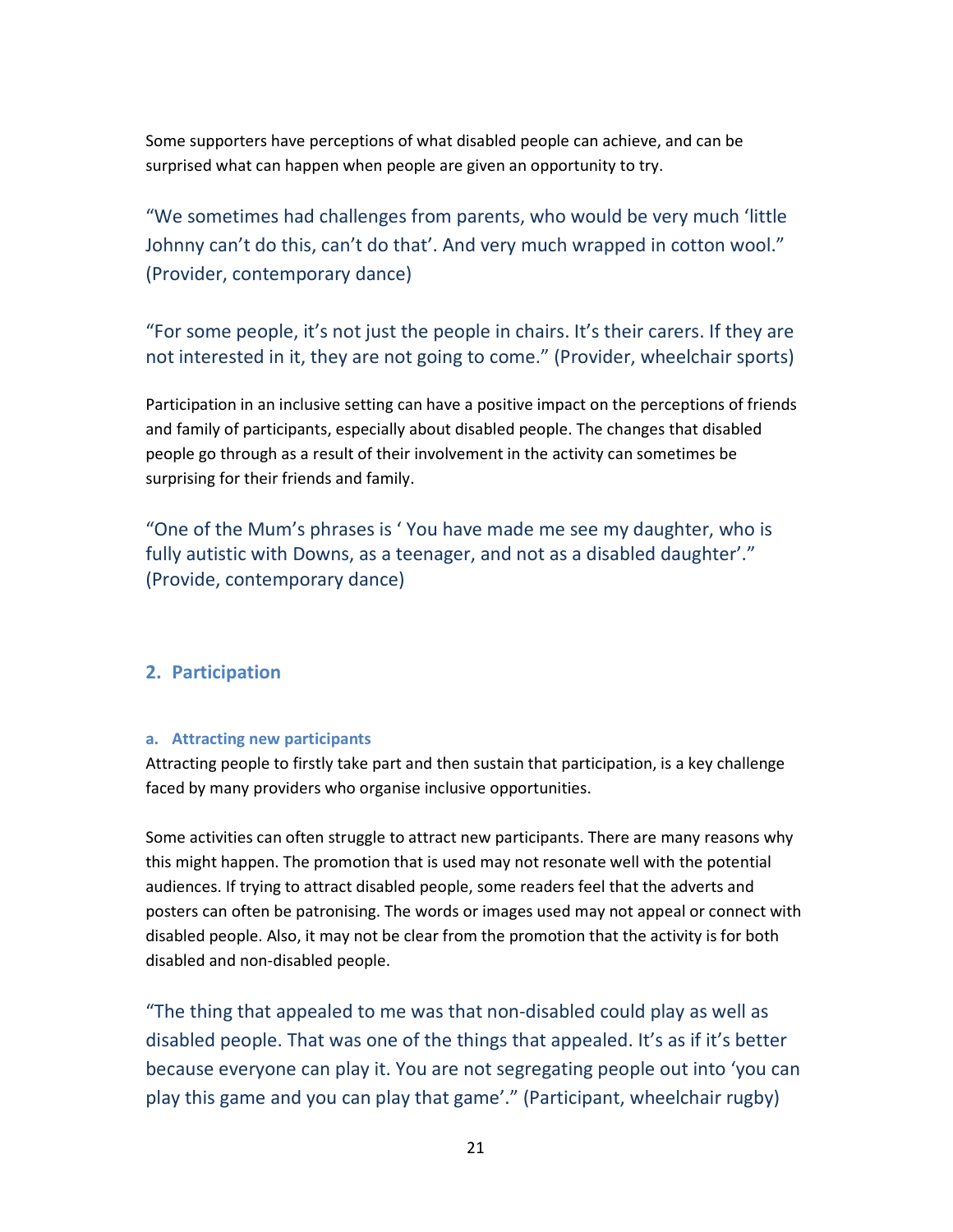Some supporters have perceptions of what disabled people can achieve, and can be surprised what can happen when people are given an opportunity to try.

> "We sometimes had challenges from parents, who would be very much 'little Johnny can't do this, can't do that'. And very much wrapped in cotton wool." (Provider, contemporary dance)

> "For some people, it's not just the people in chairs. It's their carers. If they are not interested in it, they are not going to come." (Provider, wheelchair sports)

Participation in an inclusive setting can have a positive impact on the perceptions of friends and family of participants, especially about disabled people. The changes that disabled people go through as a result of their involvement in the activity can sometimes be surprising for their friends and family.

> "One of the Mum's phrases is ' You have made me see my daughter, who is fully autistic with Downs, as a teenager, and not as a disabled daughter'." (Provide, contemporary dance)

## 2. Participation

### a. Attracting new participants

Attracting people to firstly take part and then sustain that participation, is a key challenge faced by many providers who organise inclusive opportunities.

Some activities can often struggle to attract new participants. There are many reasons why this might happen. The promotion that is used may not resonate well with the potential audiences. If trying to attract disabled people, some readers feel that the adverts and posters can often be patronising. The words or images used may not appeal or connect with disabled people. Also, it may not be clear from the promotion that the activity is for both disabled and non-disabled people.

> "The thing that appealed to me was that non-disabled could play as well as disabled people. That was one of the things that appealed. It's as if it's better because everyone can play it. You are not segregating people out into 'you can play this game and you can play that game'." (Participant, wheelchair rugby)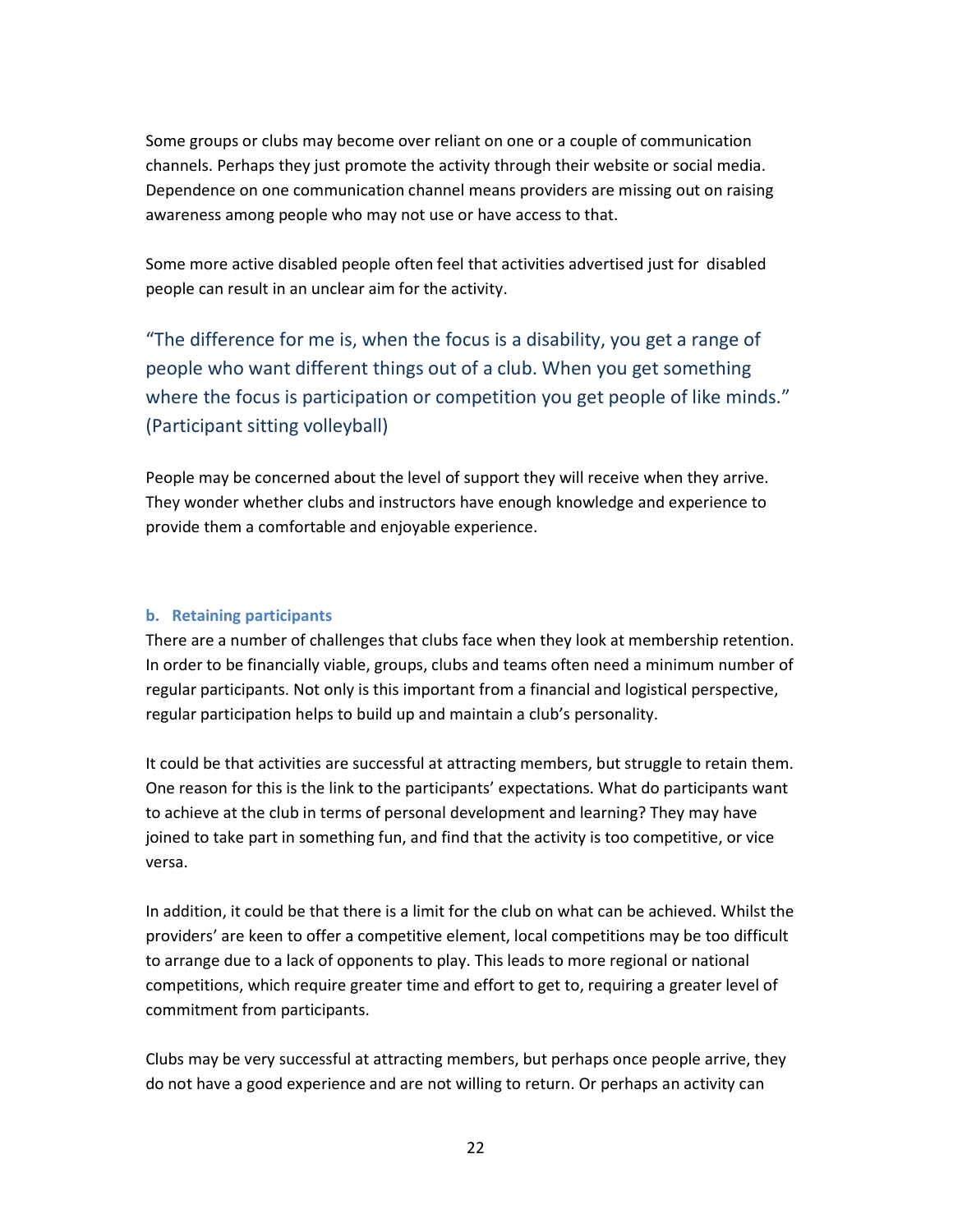Some groups or clubs may become over reliant on one or a couple of communication channels. Perhaps they just promote the activity through their website or social media. Dependence on one communication channel means providers are missing out on raising awareness among people who may not use or have access to that.

Some more active disabled people often feel that activities advertised just for disabled people can result in an unclear aim for the activity.

> "The difference for me is, when the focus is a disability, you get a range of people who want different things out of a club. When you get something where the focus is participation or competition you get people of like minds." (Participant sitting volleyball)

People may be concerned about the level of support they will receive when they arrive. They wonder whether clubs and instructors have enough knowledge and experience to provide them a comfortable and enjoyable experience.

### b. Retaining participants

There are a number of challenges that clubs face when they look at membership retention. In order to be financially viable, groups, clubs and teams often need a minimum number of regular participants. Not only is this important from a financial and logistical perspective, regular participation helps to build up and maintain a club's personality.

It could be that activities are successful at attracting members, but struggle to retain them. One reason for this is the link to the participants' expectations. What do participants want to achieve at the club in terms of personal development and learning? They may have joined to take part in something fun, and find that the activity is too competitive, or vice versa.

In addition, it could be that there is a limit for the club on what can be achieved. Whilst the providers' are keen to offer a competitive element, local competitions may be too difficult to arrange due to a lack of opponents to play. This leads to more regional or national competitions, which require greater time and effort to get to, requiring a greater level of commitment from participants.

Clubs may be very successful at attracting members, but perhaps once people arrive, they do not have a good experience and are not willing to return. Or perhaps an activity can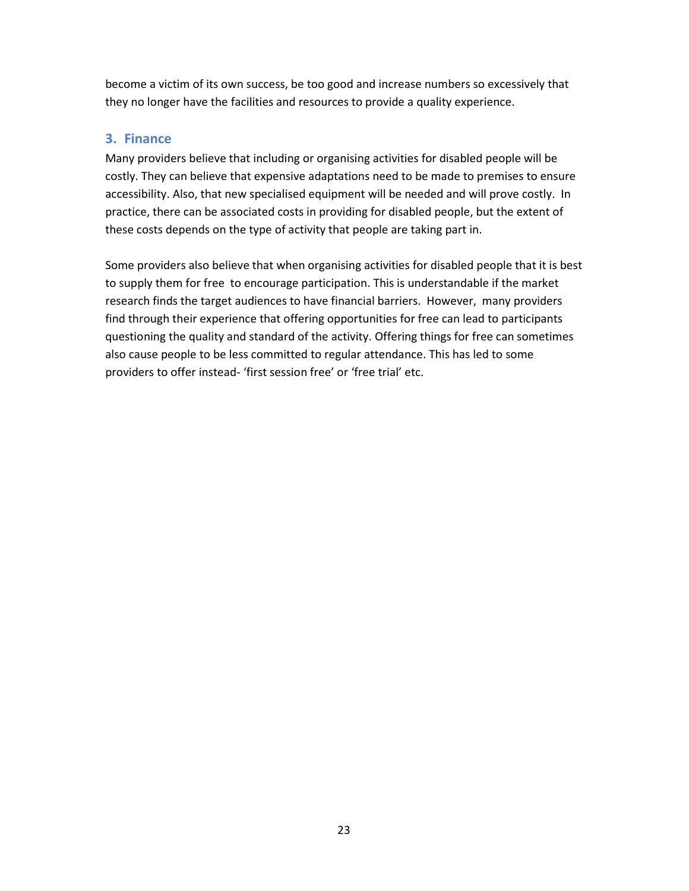become a victim of its own success, be too good and increase numbers so excessively that they no longer have the facilities and resources to provide a quality experience.

### 3. Finance

Many providers believe that including or organising activities for disabled people will be costly. They can believe that expensive adaptations need to be made to premises to ensure accessibility. Also, that new specialised equipment will be needed and will prove costly. In practice, there can be associated costs in providing for disabled people, but the extent of these costs depends on the type of activity that people are taking part in.

Some providers also believe that when organising activities for disabled people that it is best to supply them for free to encourage participation. This is understandable if the market research finds the target audiences to have financial barriers. However, many providers find through their experience that offering opportunities for free can lead to participants questioning the quality and standard of the activity. Offering things for free can sometimes also cause people to be less committed to regular attendance. This has led to some providers to offer instead- 'first session free' or 'free trial' etc.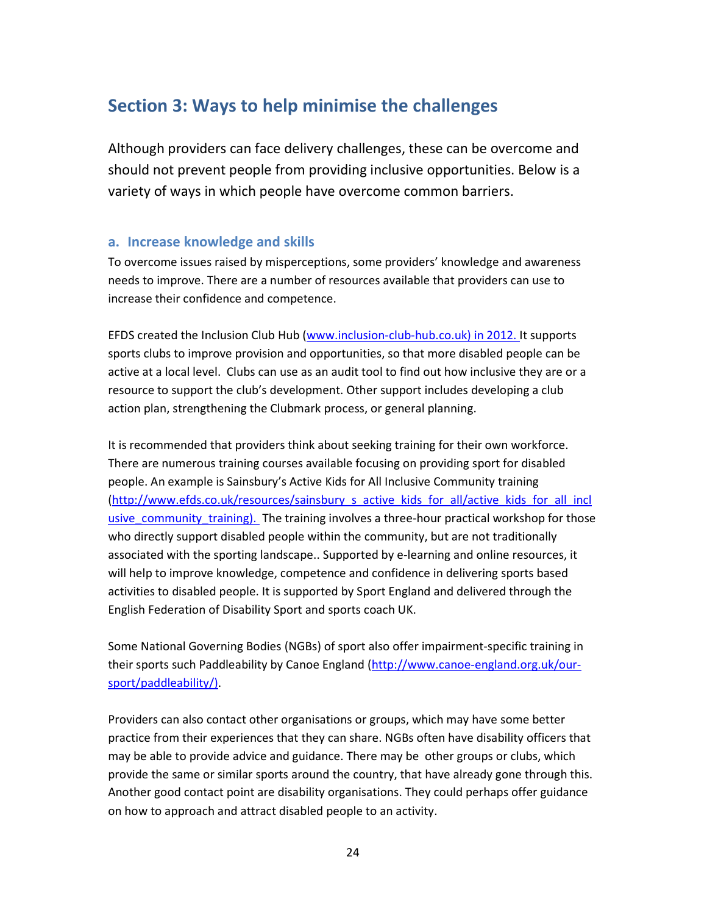## Section 3: Ways to help minimise the challenges

Although providers can face delivery challenges, these can be overcome and should not prevent people from providing inclusive opportunities. Below is a variety of ways in which people have overcome common barriers.

### a. Increase knowledge and skills

To overcome issues raised by misperceptions, some providers' knowledge and awareness needs to improve. There are a number of resources available that providers can use to increase their confidence and competence.

EFDS created the Inclusion Club Hub (www.inclusion-club-hub.co.uk) in 2012. It supports sports clubs to improve provision and opportunities, so that more disabled people can be active at a local level. Clubs can use as an audit tool to find out how inclusive they are or a resource to support the club's development. Other support includes developing a club action plan, strengthening the Clubmark process, or general planning.

It is recommended that providers think about seeking training for their own workforce. There are numerous training courses available focusing on providing sport for disabled people. An example is Sainsbury's Active Kids for All Inclusive Community training (http://www.efds.co.uk/resources/sainsbury_s_active_kids_for_all/active_kids_for_all_inclusive_community_training). The training involves a three-hour practical workshop for those who directly support disabled people within the community, but are not traditionally associated with the sporting landscape.. Supported by e-learning and online resources, it will help to improve knowledge, competence and confidence in delivering sports based activities to disabled people. It is supported by Sport England and delivered through the English Federation of Disability Sport and sports coach UK.

Some National Governing Bodies (NGBs) of sport also offer impairment-specific training in their sports such Paddleability by Canoe England (http://www.canoe-england.org.uk/our-sport/paddleability/).

Providers can also contact other organisations or groups, which may have some better practice from their experiences that they can share. NGBs often have disability officers that may be able to provide advice and guidance. There may be other groups or clubs, which provide the same or similar sports around the country, that have already gone through this. Another good contact point are disability organisations. They could perhaps offer guidance on how to approach and attract disabled people to an activity.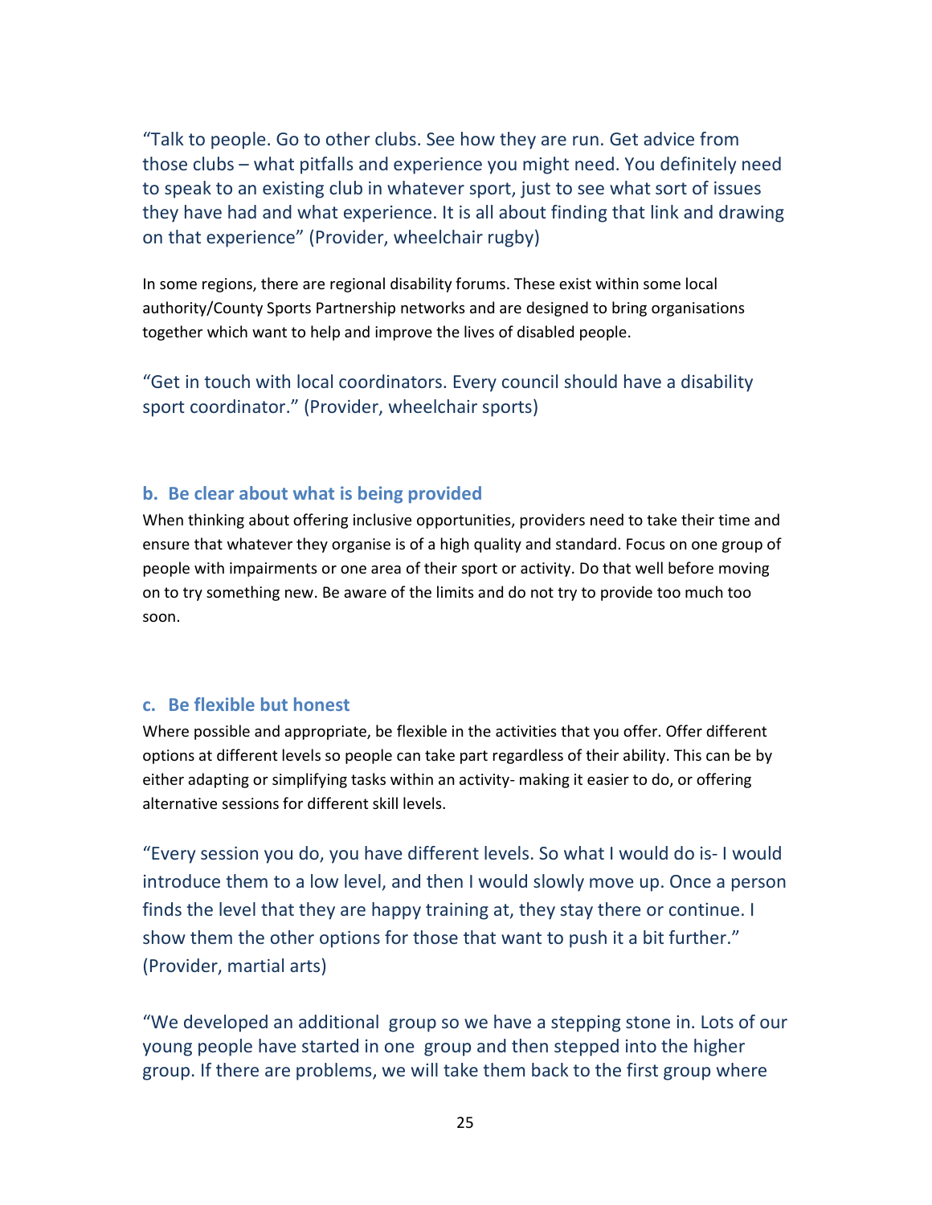"Talk to people. Go to other clubs. See how they are run. Get advice from those clubs – what pitfalls and experience you might need. You definitely need to speak to an existing club in whatever sport, just to see what sort of issues they have had and what experience. It is all about finding that link and drawing on that experience" (Provider, wheelchair rugby)

In some regions, there are regional disability forums. These exist within some local authority/County Sports Partnership networks and are designed to bring organisations together which want to help and improve the lives of disabled people.

"Get in touch with local coordinators. Every council should have a disability sport coordinator." (Provider, wheelchair sports)

### b. Be clear about what is being provided

When thinking about offering inclusive opportunities, providers need to take their time and ensure that whatever they organise is of a high quality and standard. Focus on one group of people with impairments or one area of their sport or activity. Do that well before moving on to try something new. Be aware of the limits and do not try to provide too much too soon.

### c. Be flexible but honest

Where possible and appropriate, be flexible in the activities that you offer. Offer different options at different levels so people can take part regardless of their ability. This can be by either adapting or simplifying tasks within an activity- making it easier to do, or offering alternative sessions for different skill levels.

"Every session you do, you have different levels. So what I would do is- I would introduce them to a low level, and then I would slowly move up. Once a person finds the level that they are happy training at, they stay there or continue. I show them the other options for those that want to push it a bit further." (Provider, martial arts)

"We developed an additional group so we have a stepping stone in. Lots of our young people have started in one group and then stepped into the higher group. If there are problems, we will take them back to the first group where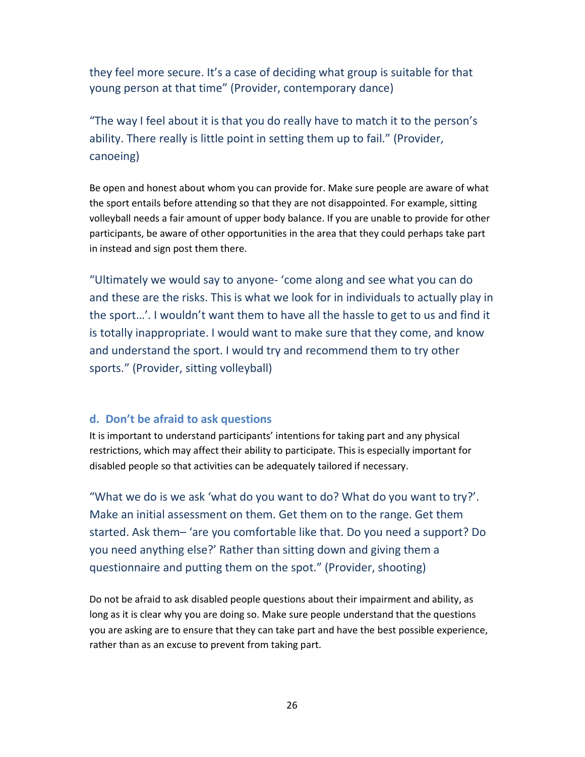they feel more secure. It's a case of deciding what group is suitable for that young person at that time" (Provider, contemporary dance)

"The way I feel about it is that you do really have to match it to the person's ability. There really is little point in setting them up to fail." (Provider, canoeing)

Be open and honest about whom you can provide for. Make sure people are aware of what the sport entails before attending so that they are not disappointed. For example, sitting volleyball needs a fair amount of upper body balance. If you are unable to provide for other participants, be aware of other opportunities in the area that they could perhaps take part in instead and sign post them there.

"Ultimately we would say to anyone- 'come along and see what you can do and these are the risks. This is what we look for in individuals to actually play in the sport…'. I wouldn't want them to have all the hassle to get to us and find it is totally inappropriate. I would want to make sure that they come, and know and understand the sport. I would try and recommend them to try other sports." (Provider, sitting volleyball)

### d. Don't be afraid to ask questions

It is important to understand participants' intentions for taking part and any physical restrictions, which may affect their ability to participate. This is especially important for disabled people so that activities can be adequately tailored if necessary.

"What we do is we ask 'what do you want to do? What do you want to try?'. Make an initial assessment on them. Get them on to the range. Get them started. Ask them– 'are you comfortable like that. Do you need a support? Do you need anything else?' Rather than sitting down and giving them a questionnaire and putting them on the spot." (Provider, shooting)

Do not be afraid to ask disabled people questions about their impairment and ability, as long as it is clear why you are doing so. Make sure people understand that the questions you are asking are to ensure that they can take part and have the best possible experience, rather than as an excuse to prevent from taking part.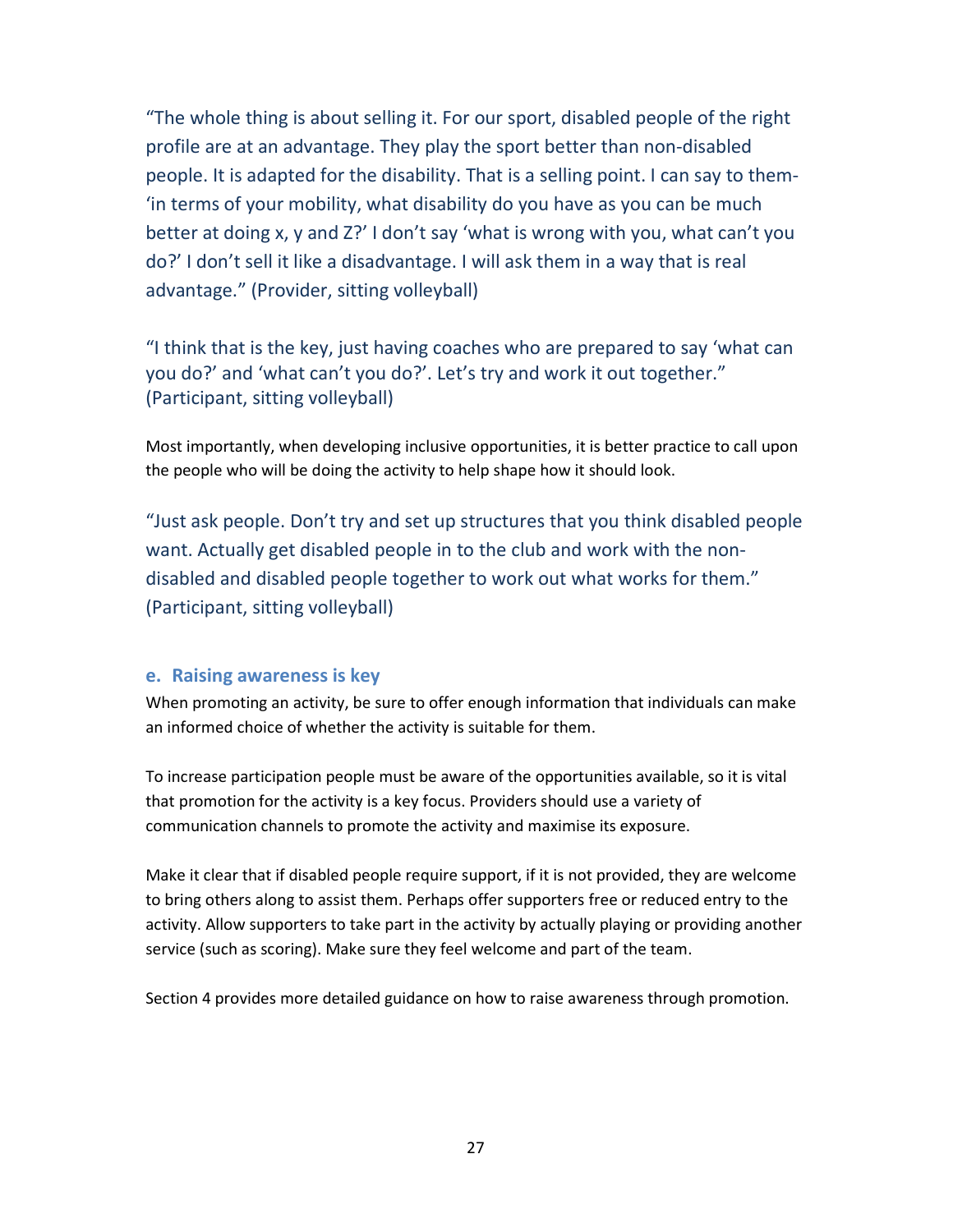"The whole thing is about selling it. For our sport, disabled people of the right profile are at an advantage. They play the sport better than non-disabled people. It is adapted for the disability. That is a selling point. I can say to them- 'in terms of your mobility, what disability do you have as you can be much better at doing x, y and Z?' I don't say 'what is wrong with you, what can't you do?' I don't sell it like a disadvantage. I will ask them in a way that is real advantage." (Provider, sitting volleyball)

"I think that is the key, just having coaches who are prepared to say 'what can you do?' and 'what can't you do?'. Let's try and work it out together." (Participant, sitting volleyball)

Most importantly, when developing inclusive opportunities, it is better practice to call upon the people who will be doing the activity to help shape how it should look.

"Just ask people. Don't try and set up structures that you think disabled people want. Actually get disabled people in to the club and work with the non-disabled and disabled people together to work out what works for them." (Participant, sitting volleyball)

### e. Raising awareness is key

When promoting an activity, be sure to offer enough information that individuals can make an informed choice of whether the activity is suitable for them.

To increase participation people must be aware of the opportunities available, so it is vital that promotion for the activity is a key focus. Providers should use a variety of communication channels to promote the activity and maximise its exposure.

Make it clear that if disabled people require support, if it is not provided, they are welcome to bring others along to assist them. Perhaps offer supporters free or reduced entry to the activity. Allow supporters to take part in the activity by actually playing or providing another service (such as scoring). Make sure they feel welcome and part of the team.

Section 4 provides more detailed guidance on how to raise awareness through promotion.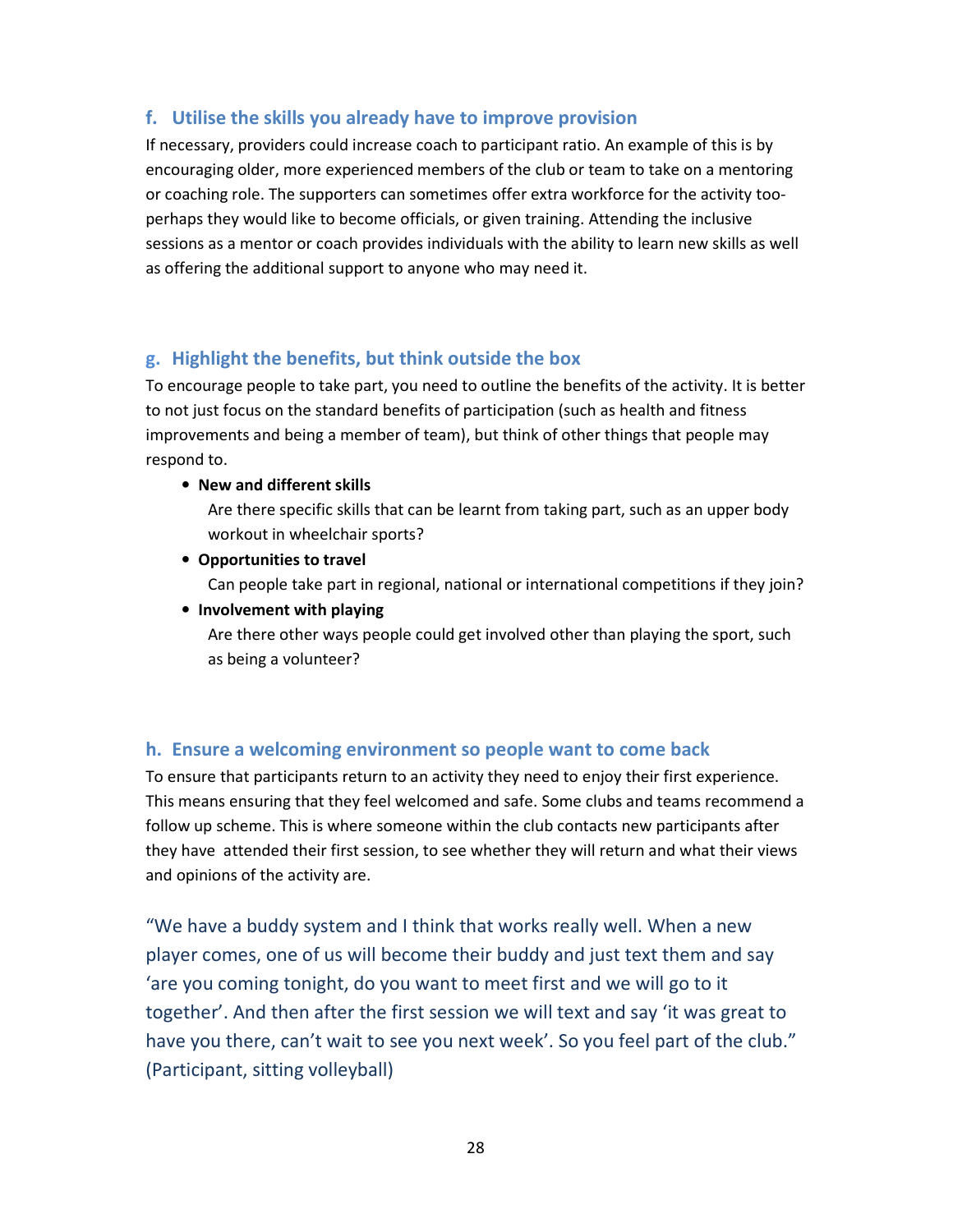### f. Utilise the skills you already have to improve provision

If necessary, providers could increase coach to participant ratio. An example of this is by encouraging older, more experienced members of the club or team to take on a mentoring or coaching role. The supporters can sometimes offer extra workforce for the activity too- perhaps they would like to become officials, or given training. Attending the inclusive sessions as a mentor or coach provides individuals with the ability to learn new skills as well as offering the additional support to anyone who may need it.

### g. Highlight the benefits, but think outside the box

To encourage people to take part, you need to outline the benefits of the activity. It is better to not just focus on the standard benefits of participation (such as health and fitness improvements and being a member of team), but think of other things that people may respond to.

- **New and different skills**
  Are there specific skills that can be learnt from taking part, such as an upper body workout in wheelchair sports?
- **Opportunities to travel**
  Can people take part in regional, national or international competitions if they join?
- **Involvement with playing**
  Are there other ways people could get involved other than playing the sport, such as being a volunteer?

### h. Ensure a welcoming environment so people want to come back

To ensure that participants return to an activity they need to enjoy their first experience. This means ensuring that they feel welcomed and safe. Some clubs and teams recommend a follow up scheme. This is where someone within the club contacts new participants after they have attended their first session, to see whether they will return and what their views and opinions of the activity are.

"We have a buddy system and I think that works really well. When a new player comes, one of us will become their buddy and just text them and say 'are you coming tonight, do you want to meet first and we will go to it together'. And then after the first session we will text and say 'it was great to have you there, can't wait to see you next week'. So you feel part of the club." (Participant, sitting volleyball)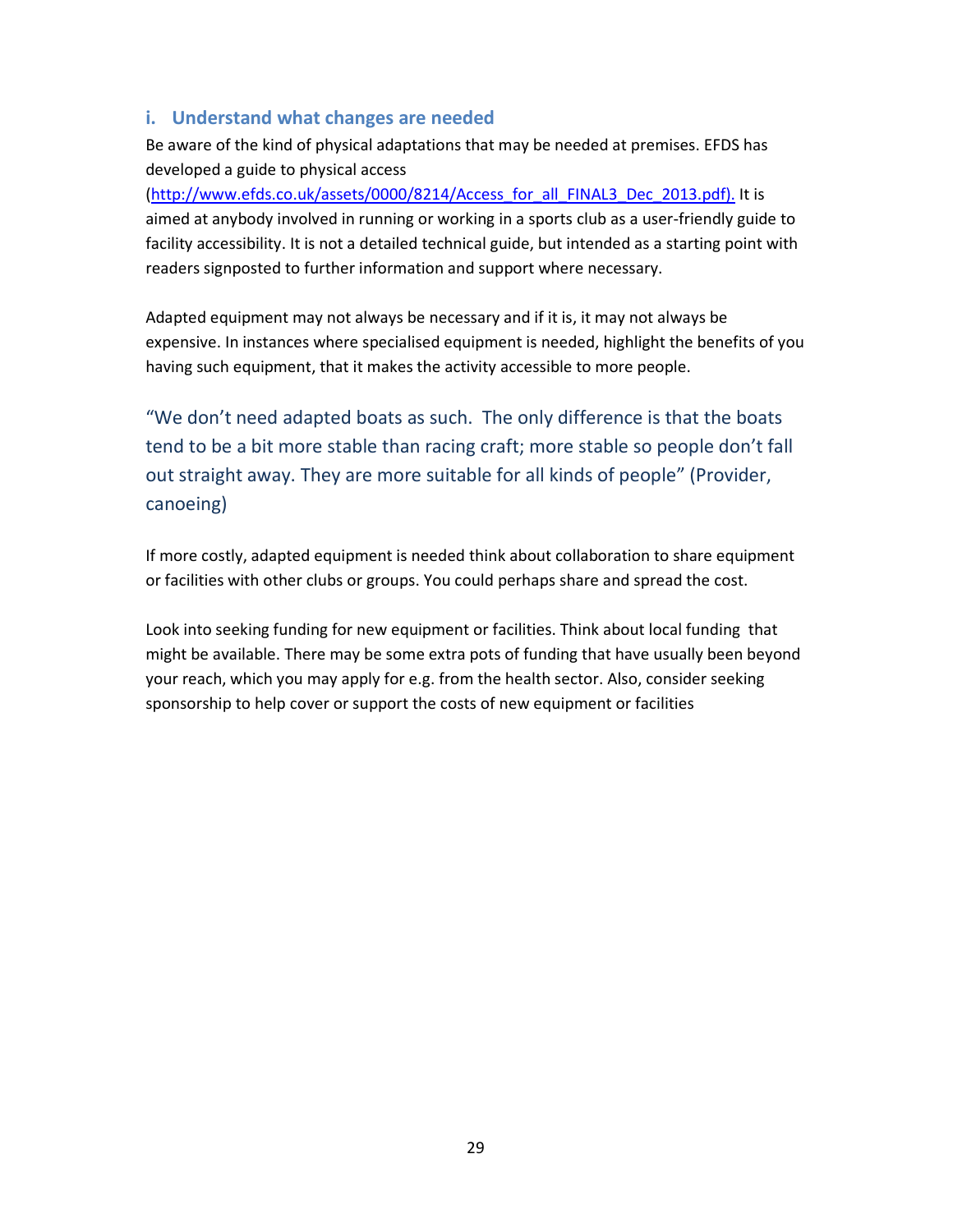### i. Understand what changes are needed

Be aware of the kind of physical adaptations that may be needed at premises. EFDS has developed a guide to physical access (http://www.efds.co.uk/assets/0000/8214/Access_for_all_FINAL3_Dec_2013.pdf). It is aimed at anybody involved in running or working in a sports club as a user-friendly guide to facility accessibility. It is not a detailed technical guide, but intended as a starting point with readers signposted to further information and support where necessary.

Adapted equipment may not always be necessary and if it is, it may not always be expensive. In instances where specialised equipment is needed, highlight the benefits of you having such equipment, that it makes the activity accessible to more people.

> "We don't need adapted boats as such. The only difference is that the boats tend to be a bit more stable than racing craft; more stable so people don't fall out straight away. They are more suitable for all kinds of people" (Provider, canoeing)

If more costly, adapted equipment is needed think about collaboration to share equipment or facilities with other clubs or groups. You could perhaps share and spread the cost.

Look into seeking funding for new equipment or facilities. Think about local funding that might be available. There may be some extra pots of funding that have usually been beyond your reach, which you may apply for e.g. from the health sector. Also, consider seeking sponsorship to help cover or support the costs of new equipment or facilities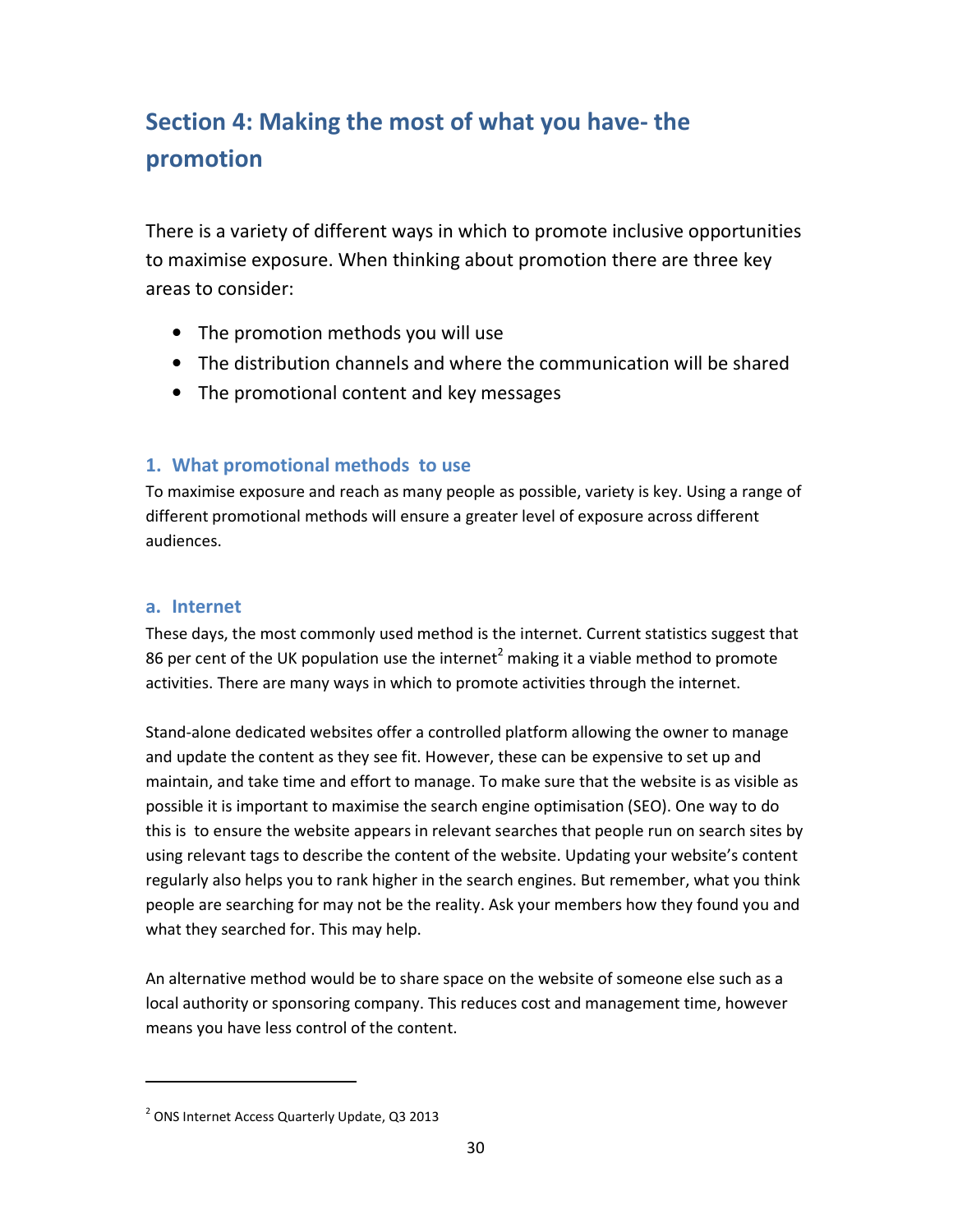# Section 4: Making the most of what you have- the promotion

There is a variety of different ways in which to promote inclusive opportunities to maximise exposure. When thinking about promotion there are three key areas to consider:

- The promotion methods you will use
- The distribution channels and where the communication will be shared
- The promotional content and key messages

## 1. What promotional methods to use

To maximise exposure and reach as many people as possible, variety is key. Using a range of different promotional methods will ensure a greater level of exposure across different audiences.

### a. Internet

These days, the most commonly used method is the internet. Current statistics suggest that 86 per cent of the UK population use the internet[2] making it a viable method to promote activities. There are many ways in which to promote activities through the internet.

Stand-alone dedicated websites offer a controlled platform allowing the owner to manage and update the content as they see fit. However, these can be expensive to set up and maintain, and take time and effort to manage. To make sure that the website is as visible as possible it is important to maximise the search engine optimisation (SEO). One way to do this is to ensure the website appears in relevant searches that people run on search sites by using relevant tags to describe the content of the website. Updating your website's content regularly also helps you to rank higher in the search engines. But remember, what you think people are searching for may not be the reality. Ask your members how they found you and what they searched for. This may help.

An alternative method would be to share space on the website of someone else such as a local authority or sponsoring company. This reduces cost and management time, however means you have less control of the content.

---

[2] ONS Internet Access Quarterly Update, Q3 2013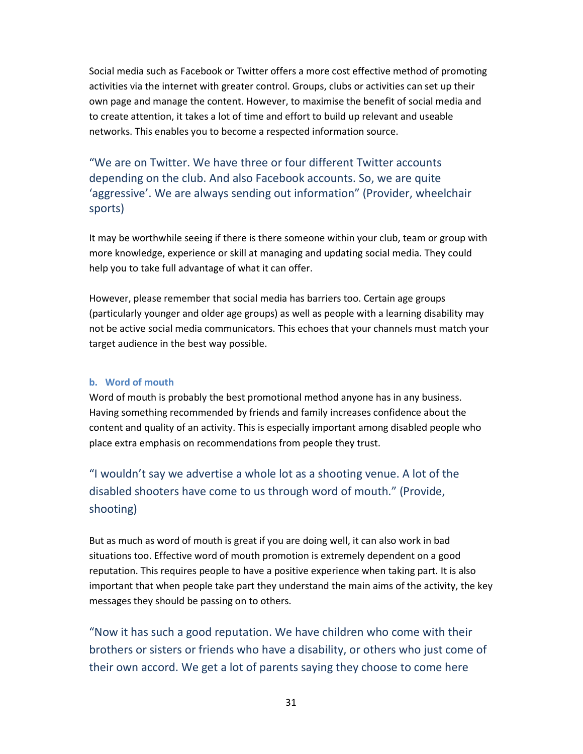Social media such as Facebook or Twitter offers a more cost effective method of promoting activities via the internet with greater control. Groups, clubs or activities can set up their own page and manage the content. However, to maximise the benefit of social media and to create attention, it takes a lot of time and effort to build up relevant and useable networks. This enables you to become a respected information source.

"We are on Twitter. We have three or four different Twitter accounts depending on the club. And also Facebook accounts. So, we are quite 'aggressive'. We are always sending out information" (Provider, wheelchair sports)

It may be worthwhile seeing if there is there someone within your club, team or group with more knowledge, experience or skill at managing and updating social media. They could help you to take full advantage of what it can offer.

However, please remember that social media has barriers too. Certain age groups (particularly younger and older age groups) as well as people with a learning disability may not be active social media communicators. This echoes that your channels must match your target audience in the best way possible.

#### b. Word of mouth

Word of mouth is probably the best promotional method anyone has in any business. Having something recommended by friends and family increases confidence about the content and quality of an activity. This is especially important among disabled people who place extra emphasis on recommendations from people they trust.

"I wouldn't say we advertise a whole lot as a shooting venue. A lot of the disabled shooters have come to us through word of mouth." (Provide, shooting)

But as much as word of mouth is great if you are doing well, it can also work in bad situations too. Effective word of mouth promotion is extremely dependent on a good reputation. This requires people to have a positive experience when taking part. It is also important that when people take part they understand the main aims of the activity, the key messages they should be passing on to others.

"Now it has such a good reputation. We have children who come with their brothers or sisters or friends who have a disability, or others who just come of their own accord. We get a lot of parents saying they choose to come here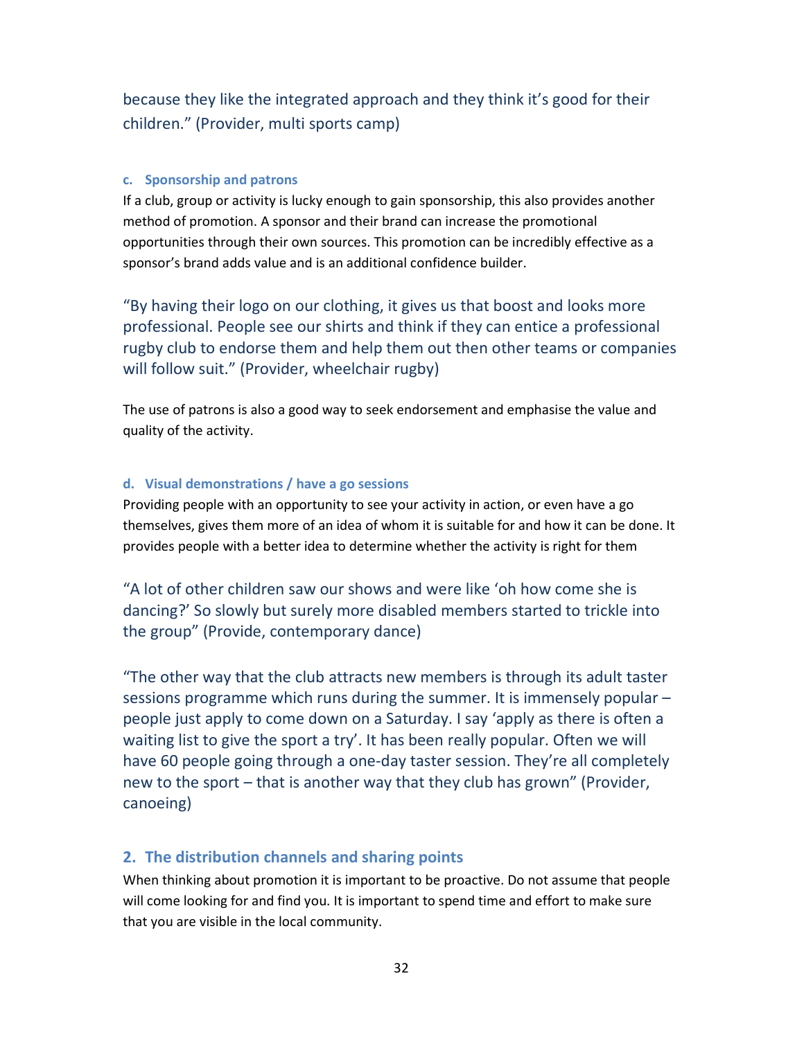because they like the integrated approach and they think it's good for their children." (Provider, multi sports camp)

#### c. Sponsorship and patrons

If a club, group or activity is lucky enough to gain sponsorship, this also provides another method of promotion. A sponsor and their brand can increase the promotional opportunities through their own sources. This promotion can be incredibly effective as a sponsor's brand adds value and is an additional confidence builder.

"By having their logo on our clothing, it gives us that boost and looks more professional. People see our shirts and think if they can entice a professional rugby club to endorse them and help them out then other teams or companies will follow suit." (Provider, wheelchair rugby)

The use of patrons is also a good way to seek endorsement and emphasise the value and quality of the activity.

#### d. Visual demonstrations / have a go sessions

Providing people with an opportunity to see your activity in action, or even have a go themselves, gives them more of an idea of whom it is suitable for and how it can be done. It provides people with a better idea to determine whether the activity is right for them

"A lot of other children saw our shows and were like 'oh how come she is dancing?' So slowly but surely more disabled members started to trickle into the group" (Provide, contemporary dance)

"The other way that the club attracts new members is through its adult taster sessions programme which runs during the summer. It is immensely popular – people just apply to come down on a Saturday. I say 'apply as there is often a waiting list to give the sport a try'. It has been really popular. Often we will have 60 people going through a one-day taster session. They're all completely new to the sport – that is another way that they club has grown" (Provider, canoeing)

### 2. The distribution channels and sharing points

When thinking about promotion it is important to be proactive. Do not assume that people will come looking for and find you. It is important to spend time and effort to make sure that you are visible in the local community.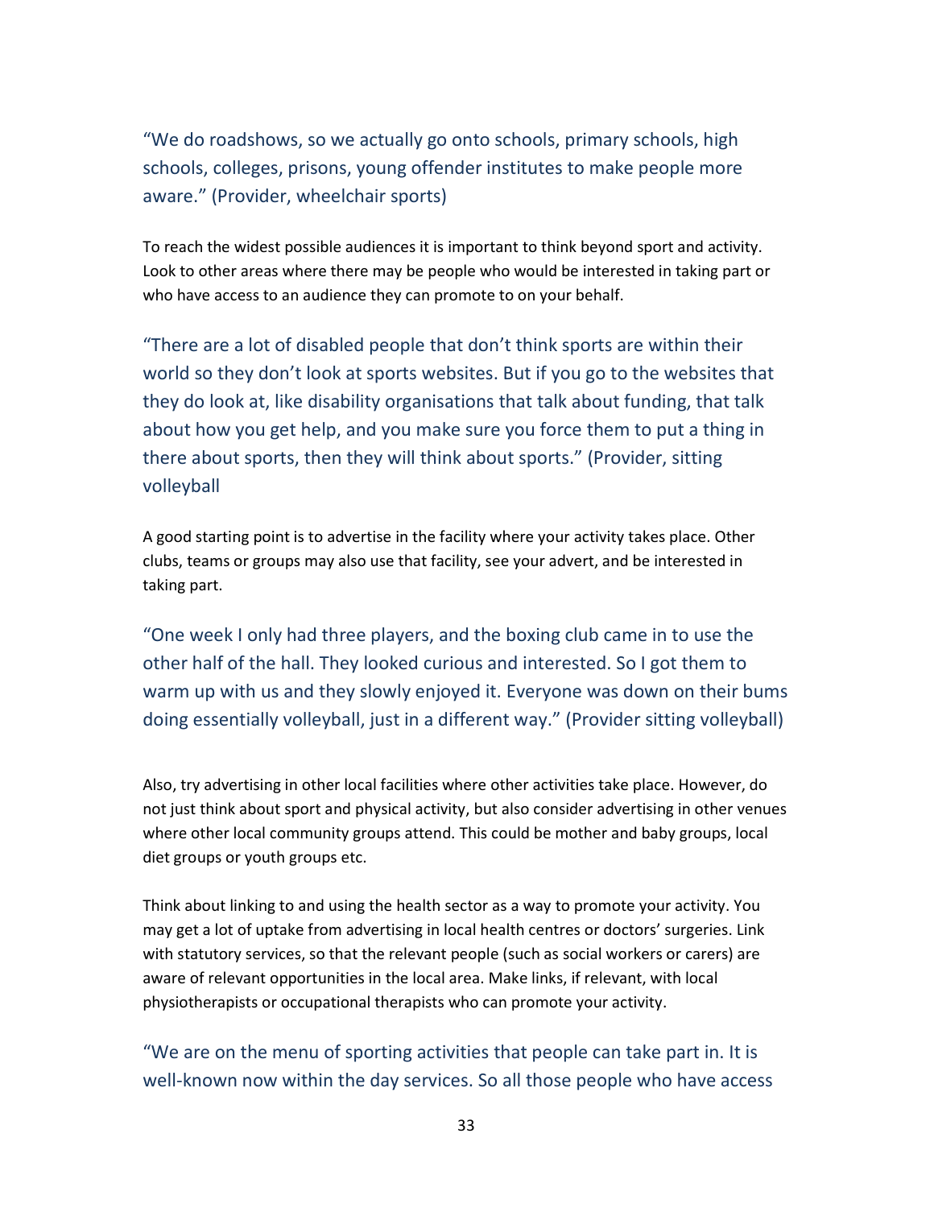"We do roadshows, so we actually go onto schools, primary schools, high schools, colleges, prisons, young offender institutes to make people more aware." (Provider, wheelchair sports)

To reach the widest possible audiences it is important to think beyond sport and activity. Look to other areas where there may be people who would be interested in taking part or who have access to an audience they can promote to on your behalf.

"There are a lot of disabled people that don't think sports are within their world so they don't look at sports websites. But if you go to the websites that they do look at, like disability organisations that talk about funding, that talk about how you get help, and you make sure you force them to put a thing in there about sports, then they will think about sports." (Provider, sitting volleyball

A good starting point is to advertise in the facility where your activity takes place. Other clubs, teams or groups may also use that facility, see your advert, and be interested in taking part.

"One week I only had three players, and the boxing club came in to use the other half of the hall. They looked curious and interested. So I got them to warm up with us and they slowly enjoyed it. Everyone was down on their bums doing essentially volleyball, just in a different way." (Provider sitting volleyball)

Also, try advertising in other local facilities where other activities take place. However, do not just think about sport and physical activity, but also consider advertising in other venues where other local community groups attend. This could be mother and baby groups, local diet groups or youth groups etc.

Think about linking to and using the health sector as a way to promote your activity. You may get a lot of uptake from advertising in local health centres or doctors' surgeries. Link with statutory services, so that the relevant people (such as social workers or carers) are aware of relevant opportunities in the local area. Make links, if relevant, with local physiotherapists or occupational therapists who can promote your activity.

"We are on the menu of sporting activities that people can take part in. It is well-known now within the day services. So all those people who have access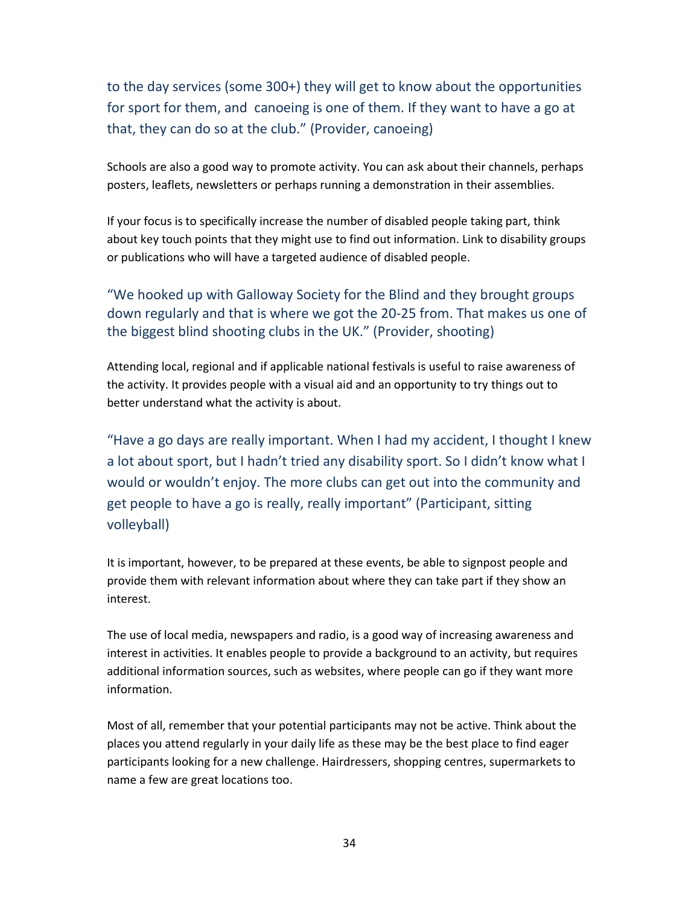to the day services (some 300+) they will get to know about the opportunities for sport for them, and canoeing is one of them. If they want to have a go at that, they can do so at the club." (Provider, canoeing)

Schools are also a good way to promote activity. You can ask about their channels, perhaps posters, leaflets, newsletters or perhaps running a demonstration in their assemblies.

If your focus is to specifically increase the number of disabled people taking part, think about key touch points that they might use to find out information. Link to disability groups or publications who will have a targeted audience of disabled people.

"We hooked up with Galloway Society for the Blind and they brought groups down regularly and that is where we got the 20-25 from. That makes us one of the biggest blind shooting clubs in the UK." (Provider, shooting)

Attending local, regional and if applicable national festivals is useful to raise awareness of the activity. It provides people with a visual aid and an opportunity to try things out to better understand what the activity is about.

"Have a go days are really important. When I had my accident, I thought I knew a lot about sport, but I hadn't tried any disability sport. So I didn't know what I would or wouldn't enjoy. The more clubs can get out into the community and get people to have a go is really, really important" (Participant, sitting volleyball)

It is important, however, to be prepared at these events, be able to signpost people and provide them with relevant information about where they can take part if they show an interest.

The use of local media, newspapers and radio, is a good way of increasing awareness and interest in activities. It enables people to provide a background to an activity, but requires additional information sources, such as websites, where people can go if they want more information.

Most of all, remember that your potential participants may not be active. Think about the places you attend regularly in your daily life as these may be the best place to find eager participants looking for a new challenge. Hairdressers, shopping centres, supermarkets to name a few are great locations too.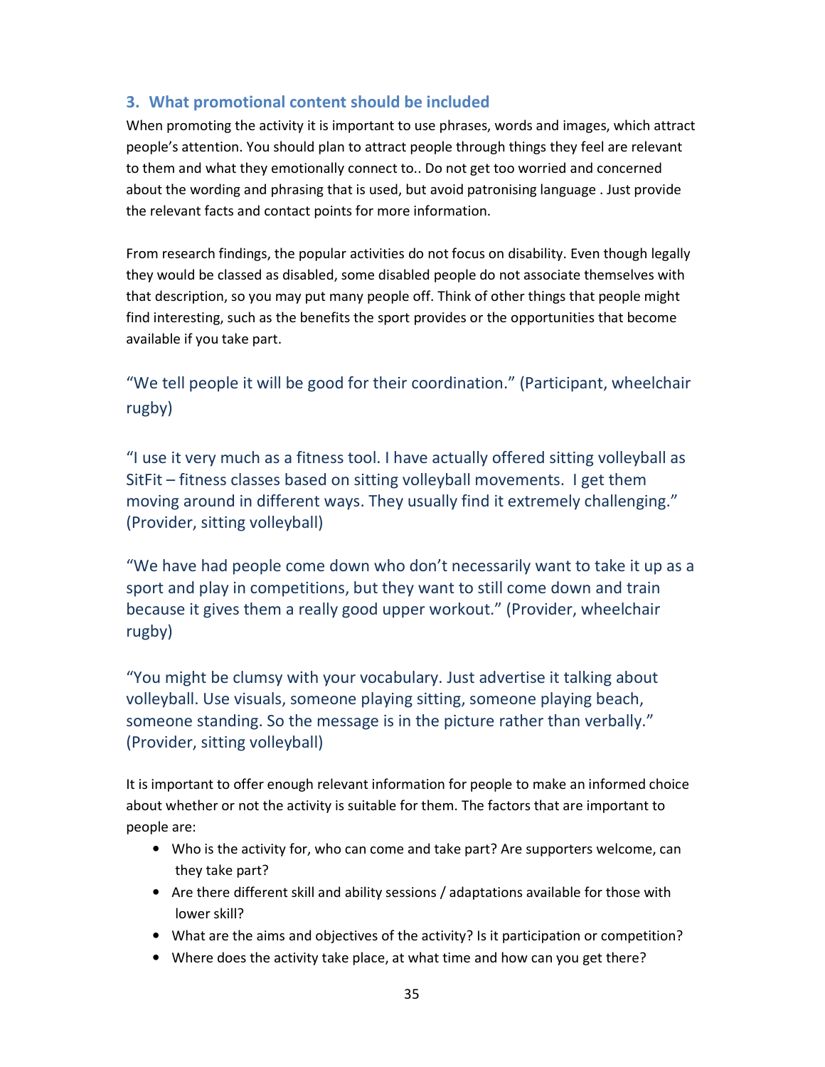### 3. What promotional content should be included

When promoting the activity it is important to use phrases, words and images, which attract people's attention. You should plan to attract people through things they feel are relevant to them and what they emotionally connect to.. Do not get too worried and concerned about the wording and phrasing that is used, but avoid patronising language . Just provide the relevant facts and contact points for more information.

From research findings, the popular activities do not focus on disability. Even though legally they would be classed as disabled, some disabled people do not associate themselves with that description, so you may put many people off. Think of other things that people might find interesting, such as the benefits the sport provides or the opportunities that become available if you take part.

"We tell people it will be good for their coordination." (Participant, wheelchair rugby)

"I use it very much as a fitness tool. I have actually offered sitting volleyball as SitFit – fitness classes based on sitting volleyball movements. I get them moving around in different ways. They usually find it extremely challenging." (Provider, sitting volleyball)

"We have had people come down who don't necessarily want to take it up as a sport and play in competitions, but they want to still come down and train because it gives them a really good upper workout." (Provider, wheelchair rugby)

"You might be clumsy with your vocabulary. Just advertise it talking about volleyball. Use visuals, someone playing sitting, someone playing beach, someone standing. So the message is in the picture rather than verbally." (Provider, sitting volleyball)

It is important to offer enough relevant information for people to make an informed choice about whether or not the activity is suitable for them. The factors that are important to people are:

- Who is the activity for, who can come and take part? Are supporters welcome, can they take part?
- Are there different skill and ability sessions / adaptations available for those with lower skill?
- What are the aims and objectives of the activity? Is it participation or competition?
- Where does the activity take place, at what time and how can you get there?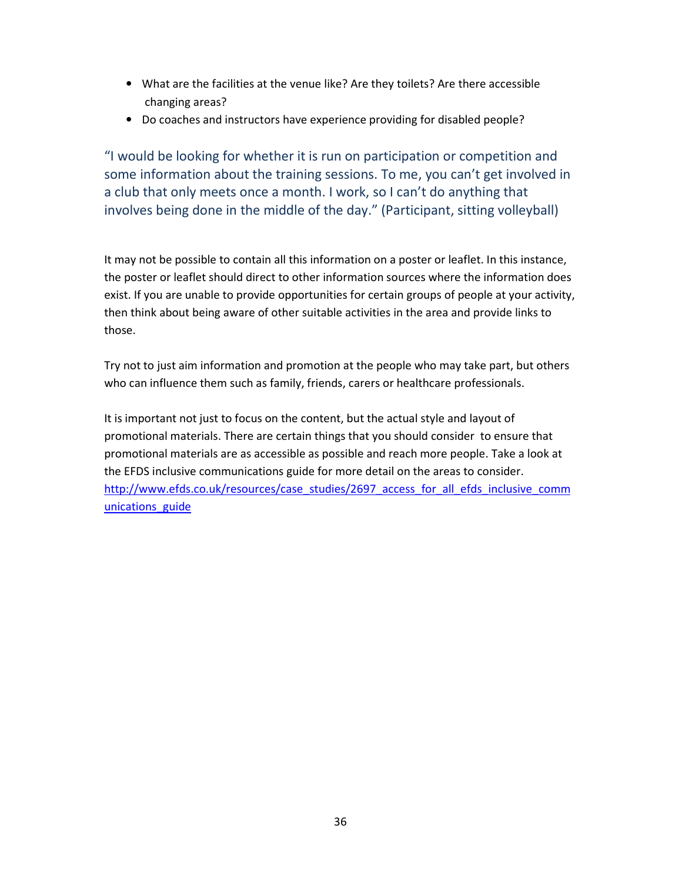- What are the facilities at the venue like? Are they toilets? Are there accessible changing areas?
- Do coaches and instructors have experience providing for disabled people?

"I would be looking for whether it is run on participation or competition and some information about the training sessions. To me, you can't get involved in a club that only meets once a month. I work, so I can't do anything that involves being done in the middle of the day." (Participant, sitting volleyball)

It may not be possible to contain all this information on a poster or leaflet. In this instance, the poster or leaflet should direct to other information sources where the information does exist. If you are unable to provide opportunities for certain groups of people at your activity, then think about being aware of other suitable activities in the area and provide links to those.

Try not to just aim information and promotion at the people who may take part, but others who can influence them such as family, friends, carers or healthcare professionals.

It is important not just to focus on the content, but the actual style and layout of promotional materials. There are certain things that you should consider to ensure that promotional materials are as accessible as possible and reach more people. Take a look at the EFDS inclusive communications guide for more detail on the areas to consider. [http://www.efds.co.uk/resources/case_studies/2697_access_for_all_efds_inclusive_communications_guide](http://www.efds.co.uk/resources/case_studies/2697_access_for_all_efds_inclusive_communications_guide)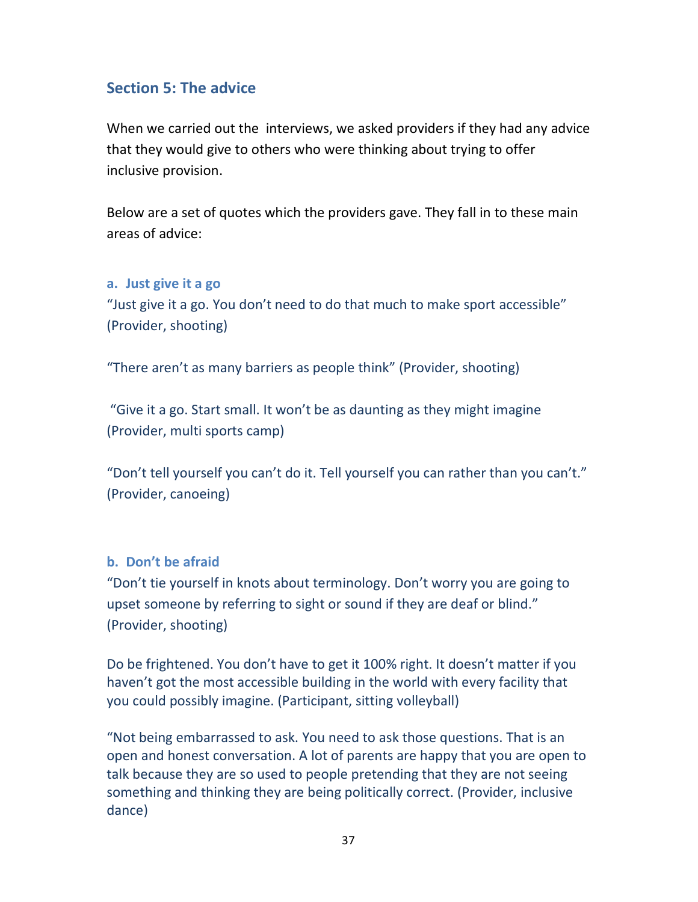## Section 5: The advice

When we carried out the interviews, we asked providers if they had any advice that they would give to others who were thinking about trying to offer inclusive provision.

Below are a set of quotes which the providers gave. They fall in to these main areas of advice:

### a. Just give it a go

"Just give it a go. You don't need to do that much to make sport accessible" (Provider, shooting)

"There aren't as many barriers as people think" (Provider, shooting)

"Give it a go. Start small. It won't be as daunting as they might imagine (Provider, multi sports camp)

"Don't tell yourself you can't do it. Tell yourself you can rather than you can't." (Provider, canoeing)

### b. Don't be afraid

"Don't tie yourself in knots about terminology. Don't worry you are going to upset someone by referring to sight or sound if they are deaf or blind." (Provider, shooting)

Do be frightened. You don't have to get it 100% right. It doesn't matter if you haven't got the most accessible building in the world with every facility that you could possibly imagine. (Participant, sitting volleyball)

"Not being embarrassed to ask. You need to ask those questions. That is an open and honest conversation. A lot of parents are happy that you are open to talk because they are so used to people pretending that they are not seeing something and thinking they are being politically correct. (Provider, inclusive dance)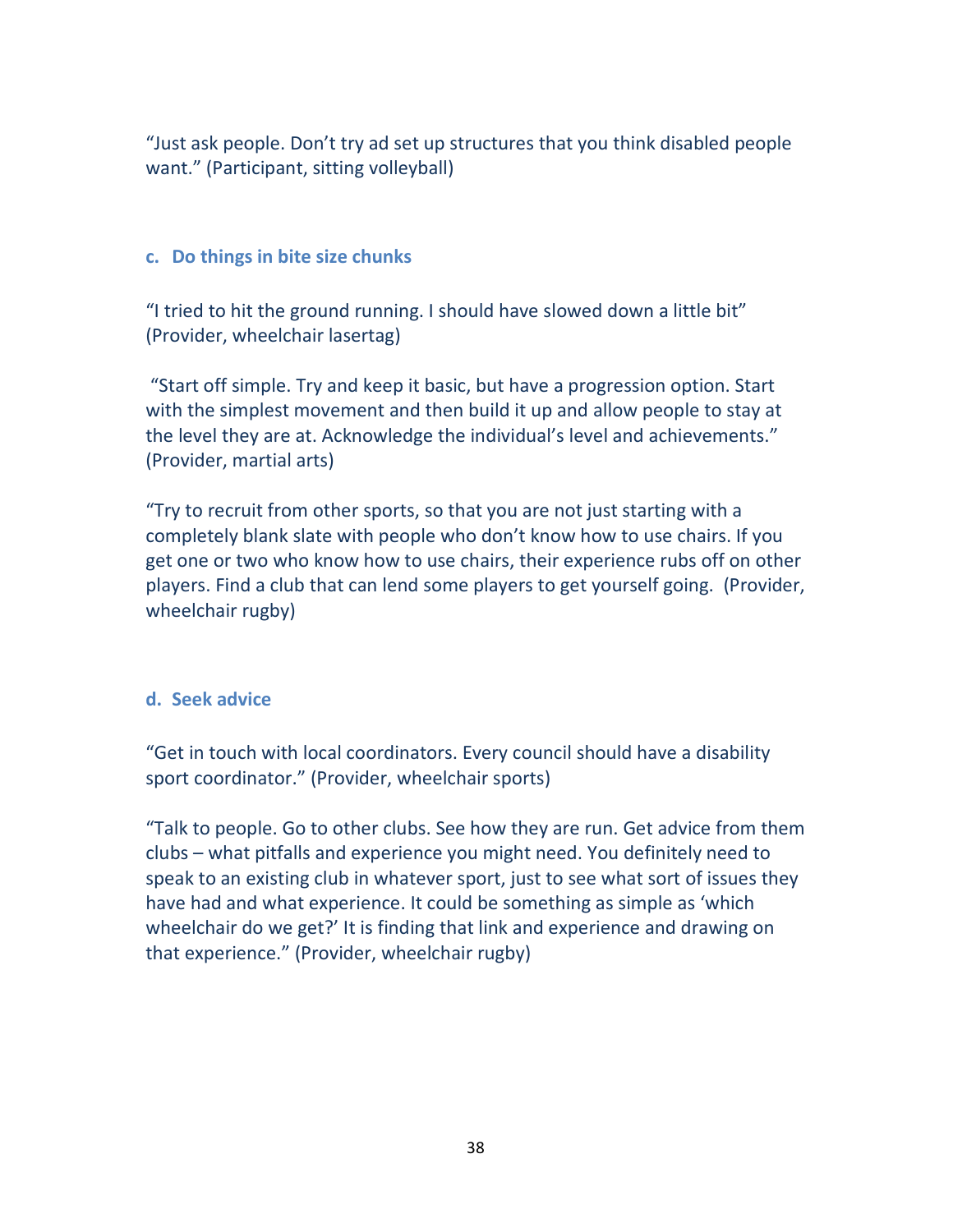"Just ask people. Don't try ad set up structures that you think disabled people want." (Participant, sitting volleyball)

### c. Do things in bite size chunks

"I tried to hit the ground running. I should have slowed down a little bit" (Provider, wheelchair lasertag)

"Start off simple. Try and keep it basic, but have a progression option. Start with the simplest movement and then build it up and allow people to stay at the level they are at. Acknowledge the individual's level and achievements." (Provider, martial arts)

"Try to recruit from other sports, so that you are not just starting with a completely blank slate with people who don't know how to use chairs. If you get one or two who know how to use chairs, their experience rubs off on other players. Find a club that can lend some players to get yourself going. (Provider, wheelchair rugby)

### d. Seek advice

"Get in touch with local coordinators. Every council should have a disability sport coordinator." (Provider, wheelchair sports)

"Talk to people. Go to other clubs. See how they are run. Get advice from them clubs – what pitfalls and experience you might need. You definitely need to speak to an existing club in whatever sport, just to see what sort of issues they have had and what experience. It could be something as simple as 'which wheelchair do we get?' It is finding that link and experience and drawing on that experience." (Provider, wheelchair rugby)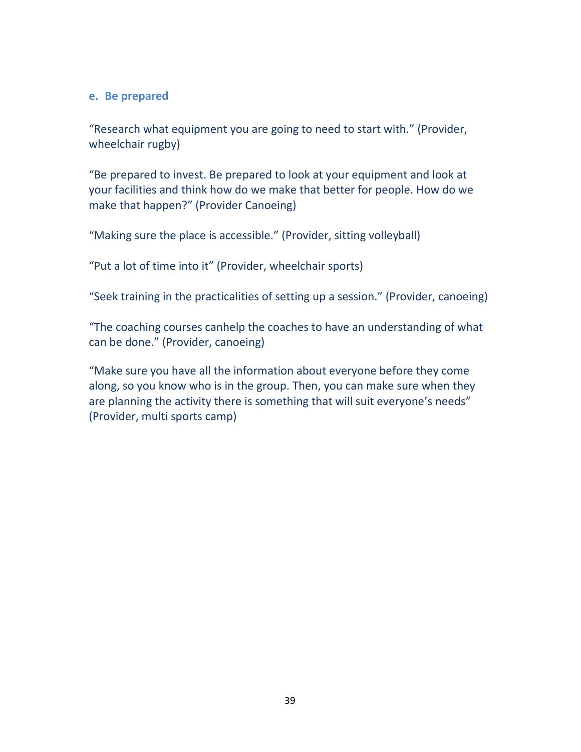### e. Be prepared

“Research what equipment you are going to need to start with.” (Provider, wheelchair rugby)

“Be prepared to invest. Be prepared to look at your equipment and look at your facilities and think how do we make that better for people. How do we make that happen?” (Provider Canoeing)

“Making sure the place is accessible.” (Provider, sitting volleyball)

“Put a lot of time into it” (Provider, wheelchair sports)

“Seek training in the practicalities of setting up a session.” (Provider, canoeing)

“The coaching courses canhelp the coaches to have an understanding of what can be done.” (Provider, canoeing)

“Make sure you have all the information about everyone before they come along, so you know who is in the group. Then, you can make sure when they are planning the activity there is something that will suit everyone’s needs” (Provider, multi sports camp)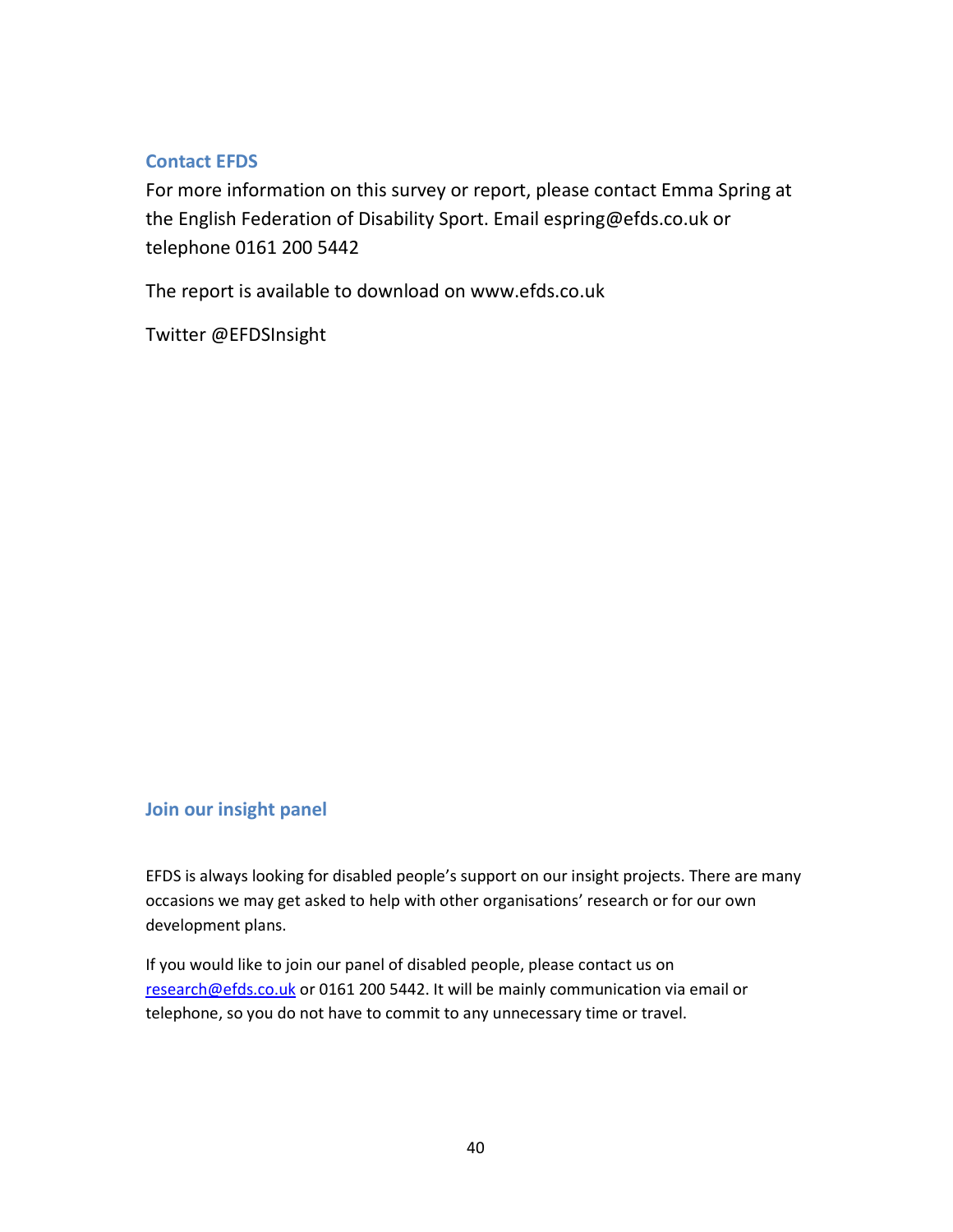## Contact EFDS

For more information on this survey or report, please contact Emma Spring at the English Federation of Disability Sport. Email espring@efds.co.uk or telephone 0161 200 5442

The report is available to download on www.efds.co.uk

Twitter @EFDSInsight

## Join our insight panel

EFDS is always looking for disabled people's support on our insight projects. There are many occasions we may get asked to help with other organisations' research or for our own development plans.

If you would like to join our panel of disabled people, please contact us on research@efds.co.uk or 0161 200 5442. It will be mainly communication via email or telephone, so you do not have to commit to any unnecessary time or travel.